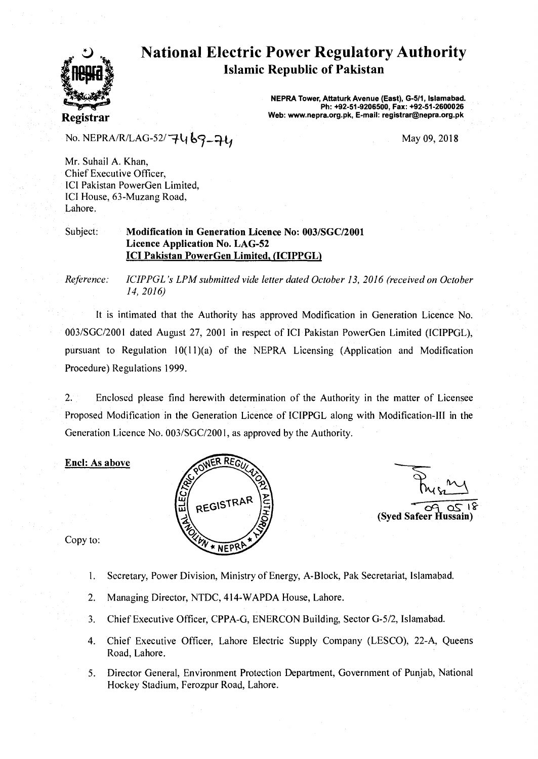# National Electric Power Regulatory Authority

## Islamic Republic of Pakistan

**Registrar**

**NEPRA Tower, Attaturk Avenue (East), G-5/1, Islamabad.**
**Ph: +92-51-9206500, Fax: +92-51-2600026**
**Web: www.nepra.org.pk, E-mail: registrar@nepra.org.pk**

No. NEPRA/R/LAG-52/7469-74

May 09, 2018

Mr. Suhail A. Khan,
Chief Executive Officer,
ICI Pakistan PowerGen Limited,
ICI House, 63-Muzang Road,
Lahore.

Subject: **Modification in Generation Licence No: 003/SGC/2001**
**Licence Application No. LAG-52**
**ICI Pakistan PowerGen Limited, (ICIPPGL)**

*Reference: ICIPPGL's LPM submitted vide letter dated October 13, 2016 (received on October 14, 2016)*

It is intimated that the Authority has approved Modification in Generation Licence No. 003/SGC/2001 dated August 27, 2001 in respect of ICI Pakistan PowerGen Limited (ICIPPGL), pursuant to Regulation 10(11)(a) of the NEPRA Licensing (Application and Modification Procedure) Regulations 1999.

2. Enclosed please find herewith determination of the Authority in the matter of Licensee Proposed Modification in the Generation Licence of ICIPPGL along with Modification-III in the Generation Licence No. 003/SGC/2001, as approved by the Authority.

**Encl: As above**

09 05 18
**(Syed Safeer Hussain)**

Copy to:

1. Secretary, Power Division, Ministry of Energy, A-Block, Pak Secretariat, Islamabad.
2. Managing Director, NTDC, 414-WAPDA House, Lahore.
3. Chief Executive Officer, CPPA-G, ENERCON Building, Sector G-5/2, Islamabad.
4. Chief Executive Officer, Lahore Electric Supply Company (LESCO), 22-A, Queens Road, Lahore.
5. Director General, Environment Protection Department, Government of Punjab, National Hockey Stadium, Ferozpur Road, Lahore.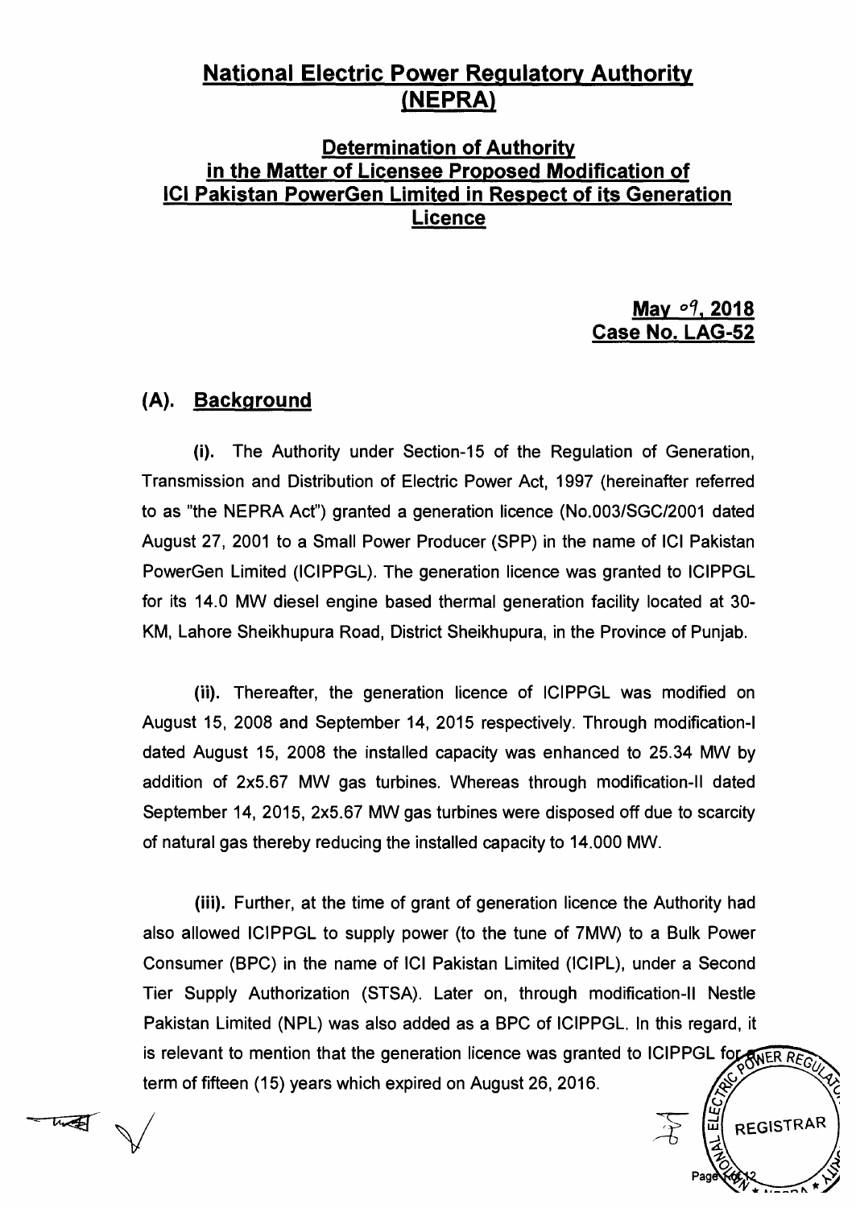# National Electric Power Regulatory Authority (NEPRA)

## Determination of Authority in the Matter of Licensee Proposed Modification of ICI Pakistan PowerGen Limited in Respect of its Generation Licence

**May 09, 2018**
**Case No. LAG-52**

## (A). Background

**(i).** The Authority under Section-15 of the Regulation of Generation, Transmission and Distribution of Electric Power Act, 1997 (hereinafter referred to as "the NEPRA Act") granted a generation licence (No.003/SGC/2001 dated August 27, 2001 to a Small Power Producer (SPP) in the name of ICI Pakistan PowerGen Limited (ICIPPGL). The generation licence was granted to ICIPPGL for its 14.0 MW diesel engine based thermal generation facility located at 30-KM, Lahore Sheikhupura Road, District Sheikhupura, in the Province of Punjab.

**(ii).** Thereafter, the generation licence of ICIPPGL was modified on August 15, 2008 and September 14, 2015 respectively. Through modification-I dated August 15, 2008 the installed capacity was enhanced to 25.34 MW by addition of 2x5.67 MW gas turbines. Whereas through modification-II dated September 14, 2015, 2x5.67 MW gas turbines were disposed off due to scarcity of natural gas thereby reducing the installed capacity to 14.000 MW.

**(iii).** Further, at the time of grant of generation licence the Authority had also allowed ICIPPGL to supply power (to the tune of 7MW) to a Bulk Power Consumer (BPC) in the name of ICI Pakistan Limited (ICIPL), under a Second Tier Supply Authorization (STSA). Later on, through modification-II Nestle Pakistan Limited (NPL) was also added as a BPC of ICIPPGL. In this regard, it is relevant to mention that the generation licence was granted to ICIPPGL for a term of fifteen (15) years which expired on August 26, 2016.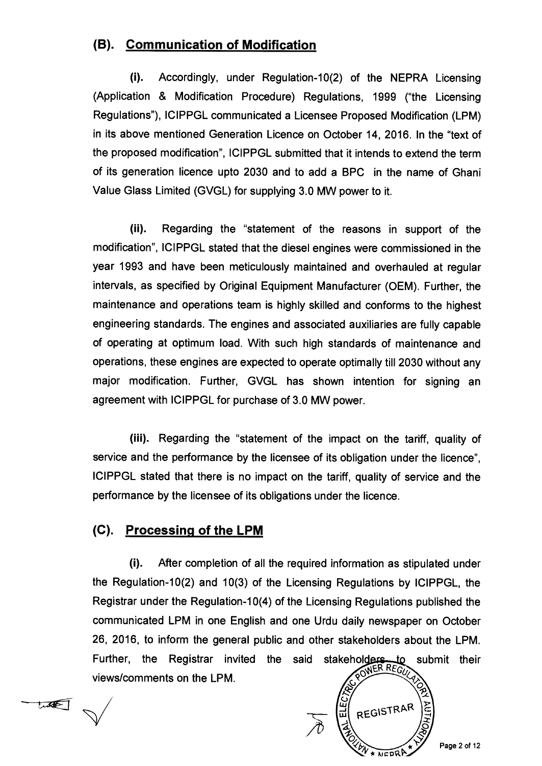## (B). Communication of Modification

**(i).** Accordingly, under Regulation-10(2) of the NEPRA Licensing (Application & Modification Procedure) Regulations, 1999 ("the Licensing Regulations"), ICIPPGL communicated a Licensee Proposed Modification (LPM) in its above mentioned Generation Licence on October 14, 2016. In the "text of the proposed modification", ICIPPGL submitted that it intends to extend the term of its generation licence upto 2030 and to add a BPC in the name of Ghani Value Glass Limited (GVGL) for supplying 3.0 MW power to it.

**(ii).** Regarding the "statement of the reasons in support of the modification", ICIPPGL stated that the diesel engines were commissioned in the year 1993 and have been meticulously maintained and overhauled at regular intervals, as specified by Original Equipment Manufacturer (OEM). Further, the maintenance and operations team is highly skilled and conforms to the highest engineering standards. The engines and associated auxiliaries are fully capable of operating at optimum load. With such high standards of maintenance and operations, these engines are expected to operate optimally till 2030 without any major modification. Further, GVGL has shown intention for signing an agreement with ICIPPGL for purchase of 3.0 MW power.

**(iii).** Regarding the "statement of the impact on the tariff, quality of service and the performance by the licensee of its obligation under the licence", ICIPPGL stated that there is no impact on the tariff, quality of service and the performance by the licensee of its obligations under the licence.

## (C). Processing of the LPM

**(i).** After completion of all the required information as stipulated under the Regulation-10(2) and 10(3) of the Licensing Regulations by ICIPPGL, the Registrar under the Regulation-10(4) of the Licensing Regulations published the communicated LPM in one English and one Urdu daily newspaper on October 26, 2016, to inform the general public and other stakeholders about the LPM. Further, the Registrar invited the said stakeholders to submit their views/comments on the LPM.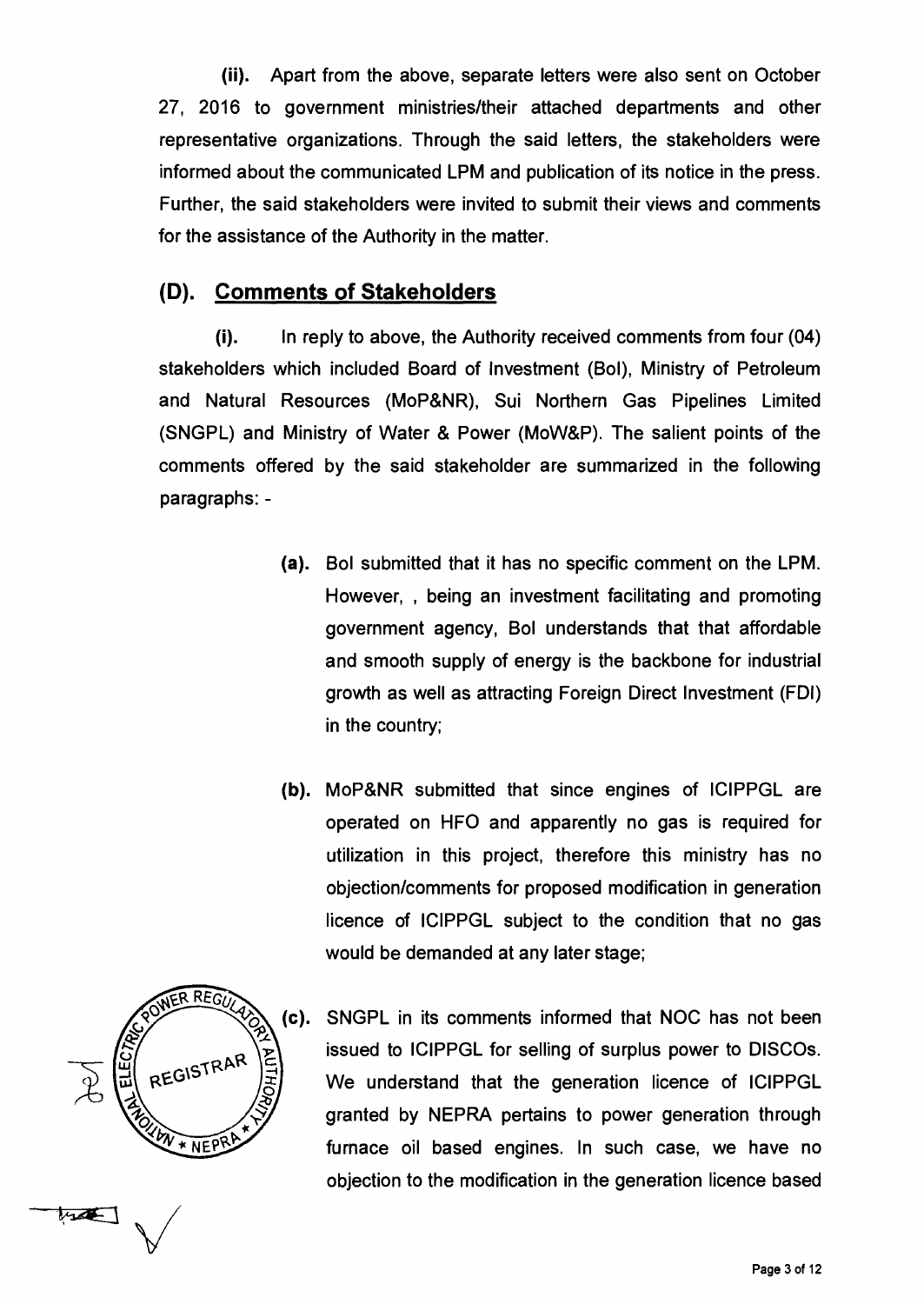(ii). Apart from the above, separate letters were also sent on October 27, 2016 to government ministries/their attached departments and other representative organizations. Through the said letters, the stakeholders were informed about the communicated LPM and publication of its notice in the press. Further, the said stakeholders were invited to submit their views and comments for the assistance of the Authority in the matter.

## (D). Comments of Stakeholders

(i). In reply to above, the Authority received comments from four (04) stakeholders which included Board of Investment (BoI), Ministry of Petroleum and Natural Resources (MoP&NR), Sui Northern Gas Pipelines Limited (SNGPL) and Ministry of Water & Power (MoW&P). The salient points of the comments offered by the said stakeholder are summarized in the following paragraphs: -

**(a).** BoI submitted that it has no specific comment on the LPM. However, , being an investment facilitating and promoting government agency, BoI understands that that affordable and smooth supply of energy is the backbone for industrial growth as well as attracting Foreign Direct Investment (FDI) in the country;

**(b).** MoP&NR submitted that since engines of ICIPPGL are operated on HFO and apparently no gas is required for utilization in this project, therefore this ministry has no objection/comments for proposed modification in generation licence of ICIPPGL subject to the condition that no gas would be demanded at any later stage;

**(c).** SNGPL in its comments informed that NOC has not been issued to ICIPPGL for selling of surplus power to DISCOs. We understand that the generation licence of ICIPPGL granted by NEPRA pertains to power generation through furnace oil based engines. In such case, we have no objection to the modification in the generation licence based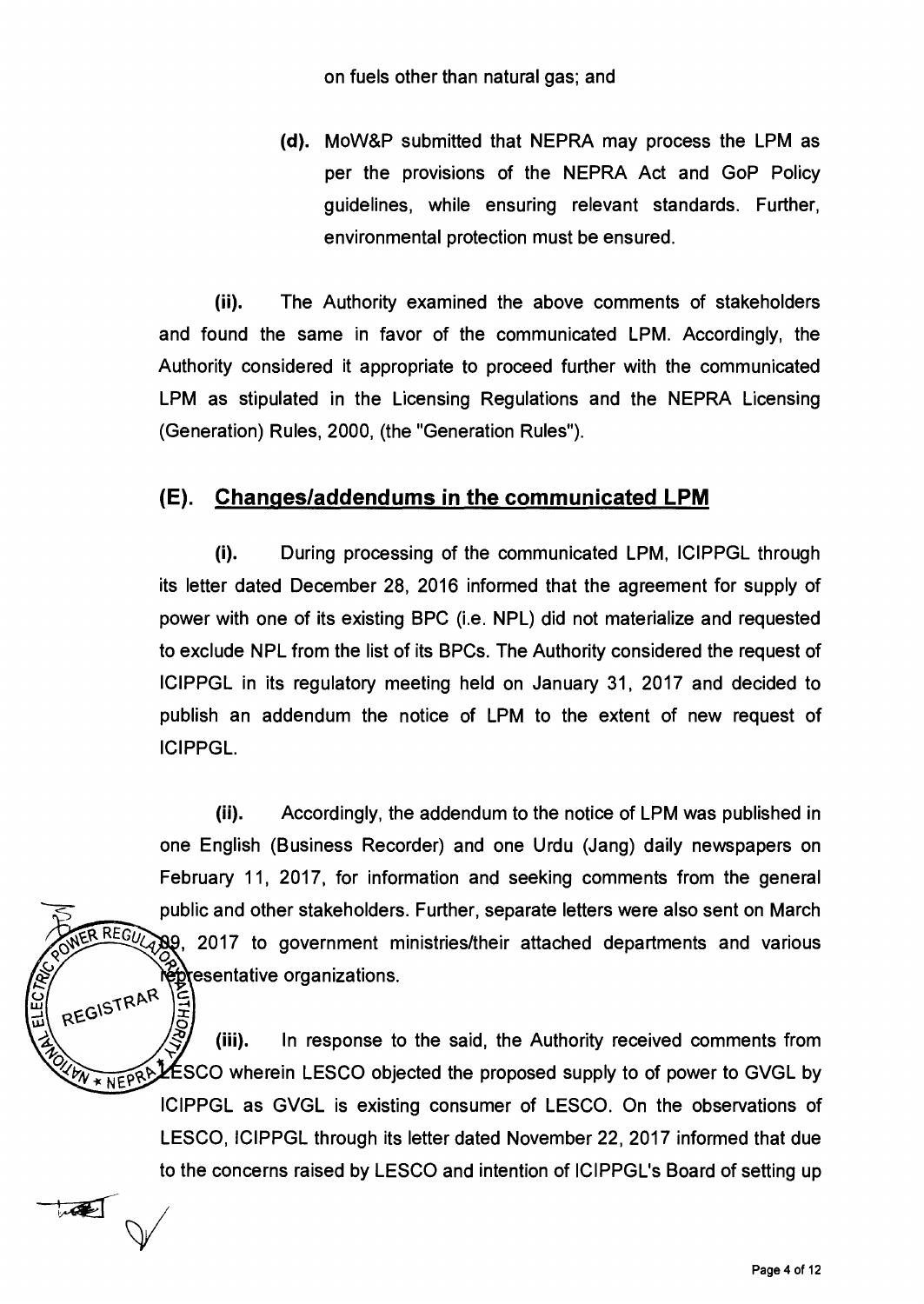on fuels other than natural gas; and

**(d).** MoW&P submitted that NEPRA may process the LPM as per the provisions of the NEPRA Act and GoP Policy guidelines, while ensuring relevant standards. Further, environmental protection must be ensured.

**(ii).** The Authority examined the above comments of stakeholders and found the same in favor of the communicated LPM. Accordingly, the Authority considered it appropriate to proceed further with the communicated LPM as stipulated in the Licensing Regulations and the NEPRA Licensing (Generation) Rules, 2000, (the "Generation Rules").

## (E). Changes/addendums in the communicated LPM

**(i).** During processing of the communicated LPM, ICIPPGL through its letter dated December 28, 2016 informed that the agreement for supply of power with one of its existing BPC (i.e. NPL) did not materialize and requested to exclude NPL from the list of its BPCs. The Authority considered the request of ICIPPGL in its regulatory meeting held on January 31, 2017 and decided to publish an addendum the notice of LPM to the extent of new request of ICIPPGL.

**(ii).** Accordingly, the addendum to the notice of LPM was published in one English (Business Recorder) and one Urdu (Jang) daily newspapers on February 11, 2017, for information and seeking comments from the general public and other stakeholders. Further, separate letters were also sent on March 09, 2017 to government ministries/their attached departments and various representative organizations.

**(iii).** In response to the said, the Authority received comments from LESCO wherein LESCO objected the proposed supply to of power to GVGL by ICIPPGL as GVGL is existing consumer of LESCO. On the observations of LESCO, ICIPPGL through its letter dated November 22, 2017 informed that due to the concerns raised by LESCO and intention of ICIPPGL's Board of setting up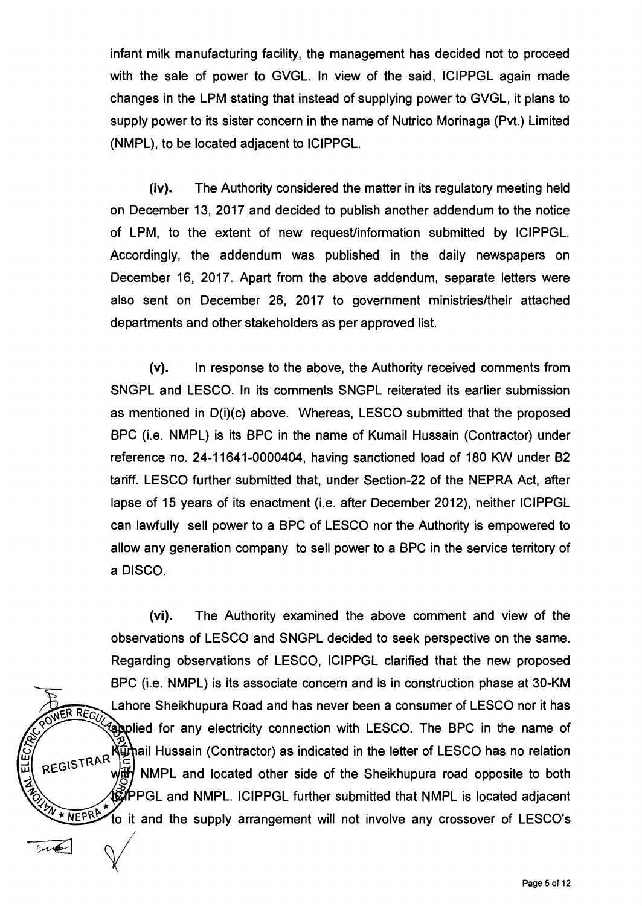infant milk manufacturing facility, the management has decided not to proceed with the sale of power to GVGL. In view of the said, ICIPPGL again made changes in the LPM stating that instead of supplying power to GVGL, it plans to supply power to its sister concern in the name of Nutrico Morinaga (Pvt.) Limited (NMPL), to be located adjacent to ICIPPGL.

**(iv).** The Authority considered the matter in its regulatory meeting held on December 13, 2017 and decided to publish another addendum to the notice of LPM, to the extent of new request/information submitted by ICIPPGL. Accordingly, the addendum was published in the daily newspapers on December 16, 2017. Apart from the above addendum, separate letters were also sent on December 26, 2017 to government ministries/their attached departments and other stakeholders as per approved list.

**(v).** In response to the above, the Authority received comments from SNGPL and LESCO. In its comments SNGPL reiterated its earlier submission as mentioned in D(i)(c) above. Whereas, LESCO submitted that the proposed BPC (i.e. NMPL) is its BPC in the name of Kumail Hussain (Contractor) under reference no. 24-11641-0000404, having sanctioned load of 180 KW under B2 tariff. LESCO further submitted that, under Section-22 of the NEPRA Act, after lapse of 15 years of its enactment (i.e. after December 2012), neither ICIPPGL can lawfully sell power to a BPC of LESCO nor the Authority is empowered to allow any generation company to sell power to a BPC in the service territory of a DISCO.

**(vi).** The Authority examined the above comment and view of the observations of LESCO and SNGPL decided to seek perspective on the same. Regarding observations of LESCO, ICIPPGL clarified that the new proposed BPC (i.e. NMPL) is its associate concern and is in construction phase at 30-KM Lahore Sheikhupura Road and has never been a consumer of LESCO nor it has applied for any electricity connection with LESCO. The BPC in the name of Kumail Hussain (Contractor) as indicated in the letter of LESCO has no relation with NMPL and located other side of the Sheikhupura road opposite to both ICIPPGL and NMPL. ICIPPGL further submitted that NMPL is located adjacent to it and the supply arrangement will not involve any crossover of LESCO's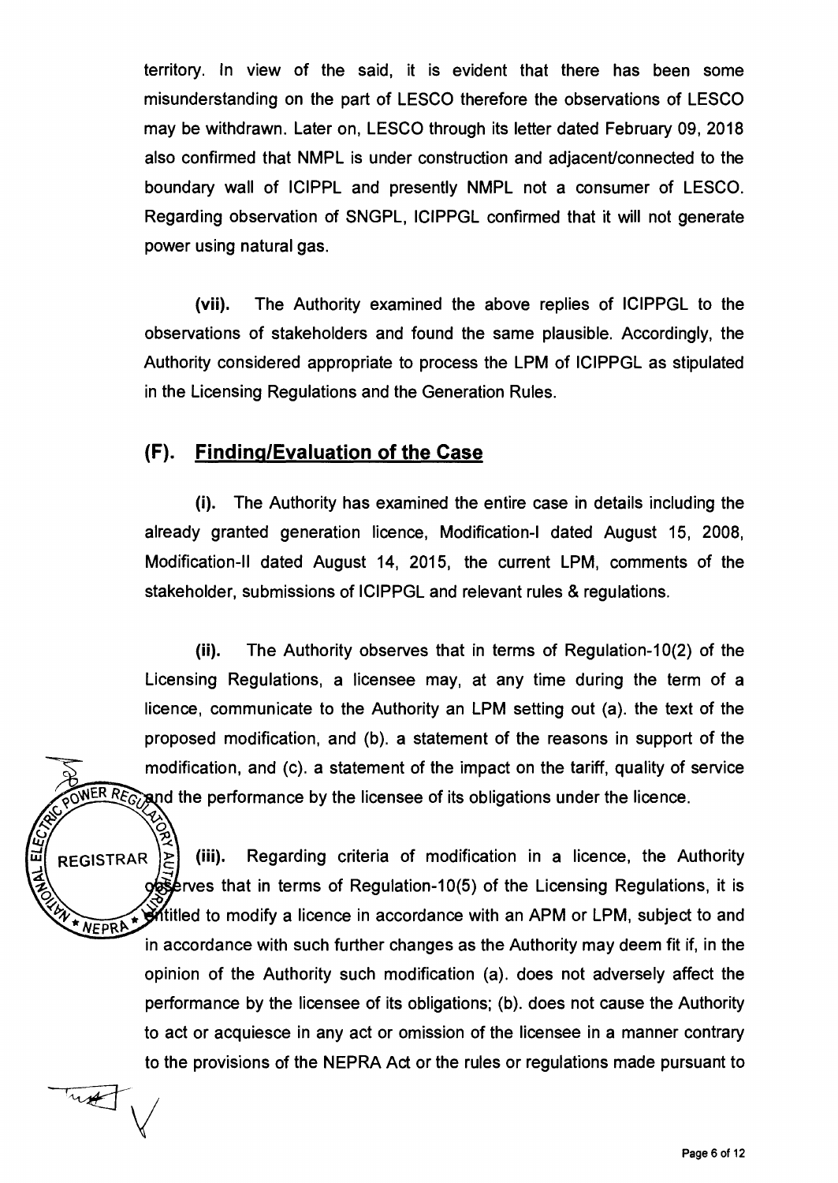territory. In view of the said, it is evident that there has been some misunderstanding on the part of LESCO therefore the observations of LESCO may be withdrawn. Later on, LESCO through its letter dated February 09, 2018 also confirmed that NMPL is under construction and adjacent/connected to the boundary wall of ICIPPL and presently NMPL not a consumer of LESCO. Regarding observation of SNGPL, ICIPPGL confirmed that it will not generate power using natural gas.

**(vii).** The Authority examined the above replies of ICIPPGL to the observations of stakeholders and found the same plausible. Accordingly, the Authority considered appropriate to process the LPM of ICIPPGL as stipulated in the Licensing Regulations and the Generation Rules.

## (F). Finding/Evaluation of the Case

**(i).** The Authority has examined the entire case in details including the already granted generation licence, Modification-I dated August 15, 2008, Modification-II dated August 14, 2015, the current LPM, comments of the stakeholder, submissions of ICIPPGL and relevant rules & regulations.

**(ii).** The Authority observes that in terms of Regulation-10(2) of the Licensing Regulations, a licensee may, at any time during the term of a licence, communicate to the Authority an LPM setting out (a). the text of the proposed modification, and (b). a statement of the reasons in support of the modification, and (c). a statement of the impact on the tariff, quality of service and the performance by the licensee of its obligations under the licence.

**(iii).** Regarding criteria of modification in a licence, the Authority observes that in terms of Regulation-10(5) of the Licensing Regulations, it is entitled to modify a licence in accordance with an APM or LPM, subject to and in accordance with such further changes as the Authority may deem fit if, in the opinion of the Authority such modification (a). does not adversely affect the performance by the licensee of its obligations; (b). does not cause the Authority to act or acquiesce in any act or omission of the licensee in a manner contrary to the provisions of the NEPRA Act or the rules or regulations made pursuant to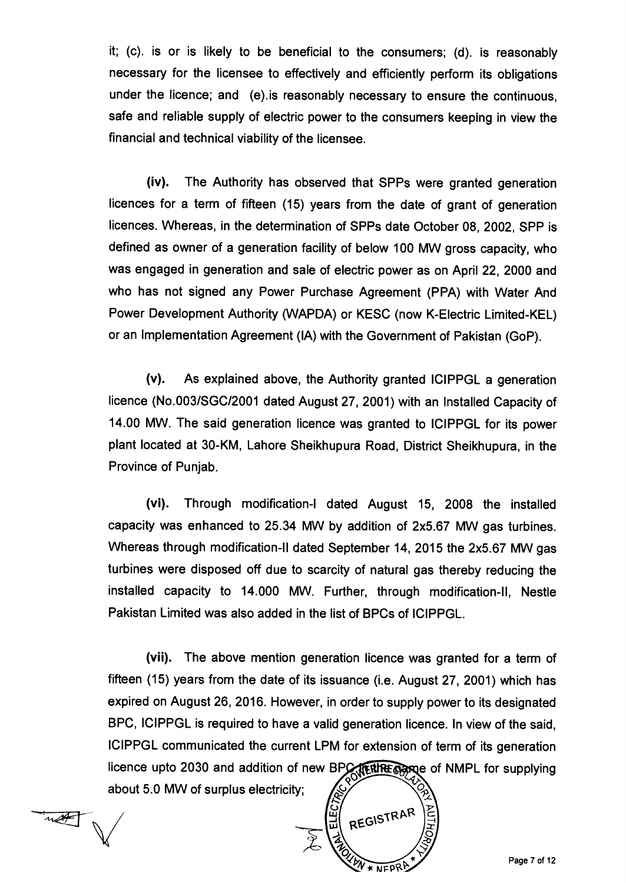it; (c). is or is likely to be beneficial to the consumers; (d). is reasonably necessary for the licensee to effectively and efficiently perform its obligations under the licence; and (e).is reasonably necessary to ensure the continuous, safe and reliable supply of electric power to the consumers keeping in view the financial and technical viability of the licensee.

**(iv).** The Authority has observed that SPPs were granted generation licences for a term of fifteen (15) years from the date of grant of generation licences. Whereas, in the determination of SPPs date October 08, 2002, SPP is defined as owner of a generation facility of below 100 MW gross capacity, who was engaged in generation and sale of electric power as on April 22, 2000 and who has not signed any Power Purchase Agreement (PPA) with Water And Power Development Authority (WAPDA) or KESC (now K-Electric Limited-KEL) or an Implementation Agreement (IA) with the Government of Pakistan (GoP).

**(v).** As explained above, the Authority granted ICIPPGL a generation licence (No.003/SGC/2001 dated August 27, 2001) with an Installed Capacity of 14.00 MW. The said generation licence was granted to ICIPPGL for its power plant located at 30-KM, Lahore Sheikhupura Road, District Sheikhupura, in the Province of Punjab.

**(vi).** Through modification-I dated August 15, 2008 the installed capacity was enhanced to 25.34 MW by addition of 2x5.67 MW gas turbines. Whereas through modification-II dated September 14, 2015 the 2x5.67 MW gas turbines were disposed off due to scarcity of natural gas thereby reducing the installed capacity to 14.000 MW. Further, through modification-II, Nestle Pakistan Limited was also added in the list of BPCs of ICIPPGL.

**(vii).** The above mention generation licence was granted for a term of fifteen (15) years from the date of its issuance (i.e. August 27, 2001) which has expired on August 26, 2016. However, in order to supply power to its designated BPC, ICIPPGL is required to have a valid generation licence. In view of the said, ICIPPGL communicated the current LPM for extension of term of its generation licence upto 2030 and addition of new BPC in the name of NMPL for supplying about 5.0 MW of surplus electricity;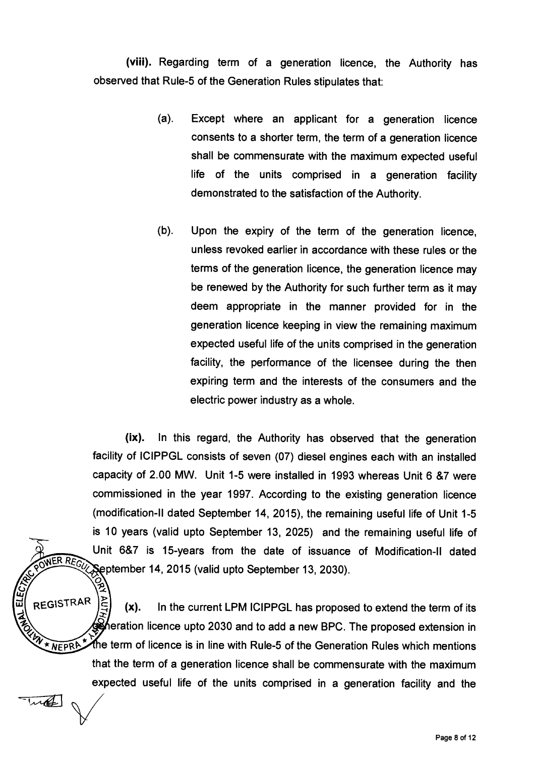**(viii).** Regarding term of a generation licence, the Authority has observed that Rule-5 of the Generation Rules stipulates that:

> (a). Except where an applicant for a generation licence consents to a shorter term, the term of a generation licence shall be commensurate with the maximum expected useful life of the units comprised in a generation facility demonstrated to the satisfaction of the Authority.
>
> (b). Upon the expiry of the term of the generation licence, unless revoked earlier in accordance with these rules or the terms of the generation licence, the generation licence may be renewed by the Authority for such further term as it may deem appropriate in the manner provided for in the generation licence keeping in view the remaining maximum expected useful life of the units comprised in the generation facility, the performance of the licensee during the then expiring term and the interests of the consumers and the electric power industry as a whole.

**(ix).** In this regard, the Authority has observed that the generation facility of ICIPPGL consists of seven (07) diesel engines each with an installed capacity of 2.00 MW. Unit 1-5 were installed in 1993 whereas Unit 6 &7 were commissioned in the year 1997. According to the existing generation licence (modification-II dated September 14, 2015), the remaining useful life of Unit 1-5 is 10 years (valid upto September 13, 2025) and the remaining useful life of Unit 6&7 is 15-years from the date of issuance of Modification-II dated September 14, 2015 (valid upto September 13, 2030).

**(x).** In the current LPM ICIPPGL has proposed to extend the term of its generation licence upto 2030 and to add a new BPC. The proposed extension in the term of licence is in line with Rule-5 of the Generation Rules which mentions that the term of a generation licence shall be commensurate with the maximum expected useful life of the units comprised in a generation facility and the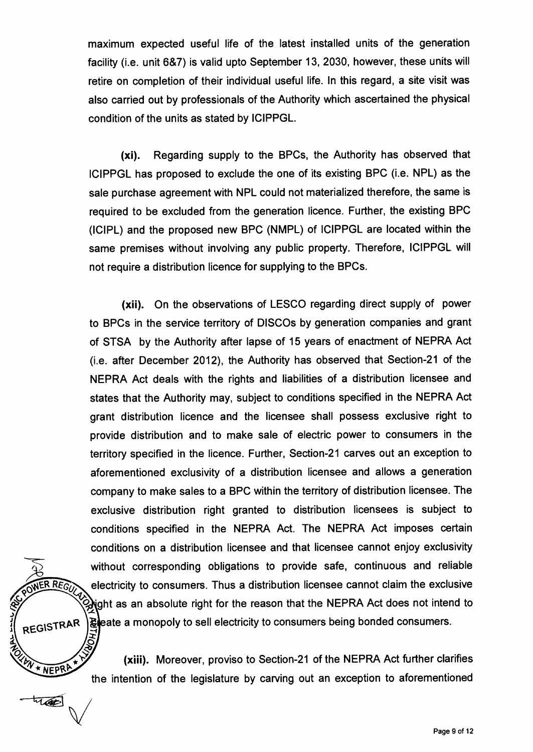maximum expected useful life of the latest installed units of the generation facility (i.e. unit 6&7) is valid upto September 13, 2030, however, these units will retire on completion of their individual useful life. In this regard, a site visit was also carried out by professionals of the Authority which ascertained the physical condition of the units as stated by ICIPPGL.

**(xi).** Regarding supply to the BPCs, the Authority has observed that ICIPPGL has proposed to exclude the one of its existing BPC (i.e. NPL) as the sale purchase agreement with NPL could not materialized therefore, the same is required to be excluded from the generation licence. Further, the existing BPC (ICIPL) and the proposed new BPC (NMPL) of ICIPPGL are located within the same premises without involving any public property. Therefore, ICIPPGL will not require a distribution licence for supplying to the BPCs.

**(xii).** On the observations of LESCO regarding direct supply of power to BPCs in the service territory of DISCOs by generation companies and grant of STSA by the Authority after lapse of 15 years of enactment of NEPRA Act (i.e. after December 2012), the Authority has observed that Section-21 of the NEPRA Act deals with the rights and liabilities of a distribution licensee and states that the Authority may, subject to conditions specified in the NEPRA Act grant distribution licence and the licensee shall possess exclusive right to provide distribution and to make sale of electric power to consumers in the territory specified in the licence. Further, Section-21 carves out an exception to aforementioned exclusivity of a distribution licensee and allows a generation company to make sales to a BPC within the territory of distribution licensee. The exclusive distribution right granted to distribution licensees is subject to conditions specified in the NEPRA Act. The NEPRA Act imposes certain conditions on a distribution licensee and that licensee cannot enjoy exclusivity without corresponding obligations to provide safe, continuous and reliable electricity to consumers. Thus a distribution licensee cannot claim the exclusive right as an absolute right for the reason that the NEPRA Act does not intend to create a monopoly to sell electricity to consumers being bonded consumers.

**(xiii).** Moreover, proviso to Section-21 of the NEPRA Act further clarifies the intention of the legislature by carving out an exception to aforementioned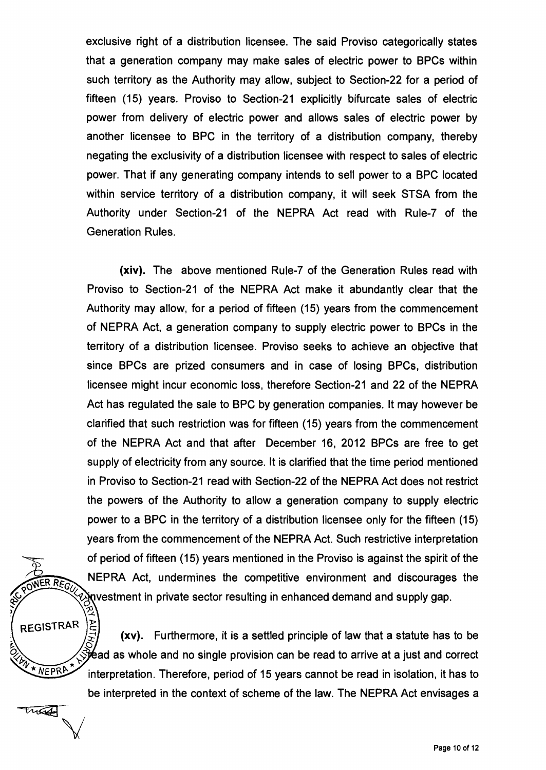exclusive right of a distribution licensee. The said Proviso categorically states that a generation company may make sales of electric power to BPCs within such territory as the Authority may allow, subject to Section-22 for a period of fifteen (15) years. Proviso to Section-21 explicitly bifurcate sales of electric power from delivery of electric power and allows sales of electric power by another licensee to BPC in the territory of a distribution company, thereby negating the exclusivity of a distribution licensee with respect to sales of electric power. That if any generating company intends to sell power to a BPC located within service territory of a distribution company, it will seek STSA from the Authority under Section-21 of the NEPRA Act read with Rule-7 of the Generation Rules.

**(xiv).** The above mentioned Rule-7 of the Generation Rules read with Proviso to Section-21 of the NEPRA Act make it abundantly clear that the Authority may allow, for a period of fifteen (15) years from the commencement of NEPRA Act, a generation company to supply electric power to BPCs in the territory of a distribution licensee. Proviso seeks to achieve an objective that since BPCs are prized consumers and in case of losing BPCs, distribution licensee might incur economic loss, therefore Section-21 and 22 of the NEPRA Act has regulated the sale to BPC by generation companies. It may however be clarified that such restriction was for fifteen (15) years from the commencement of the NEPRA Act and that after December 16, 2012 BPCs are free to get supply of electricity from any source. It is clarified that the time period mentioned in Proviso to Section-21 read with Section-22 of the NEPRA Act does not restrict the powers of the Authority to allow a generation company to supply electric power to a BPC in the territory of a distribution licensee only for the fifteen (15) years from the commencement of the NEPRA Act. Such restrictive interpretation of period of fifteen (15) years mentioned in the Proviso is against the spirit of the NEPRA Act, undermines the competitive environment and discourages the investment in private sector resulting in enhanced demand and supply gap.

**(xv).** Furthermore, it is a settled principle of law that a statute has to be read as whole and no single provision can be read to arrive at a just and correct interpretation. Therefore, period of 15 years cannot be read in isolation, it has to be interpreted in the context of scheme of the law. The NEPRA Act envisages a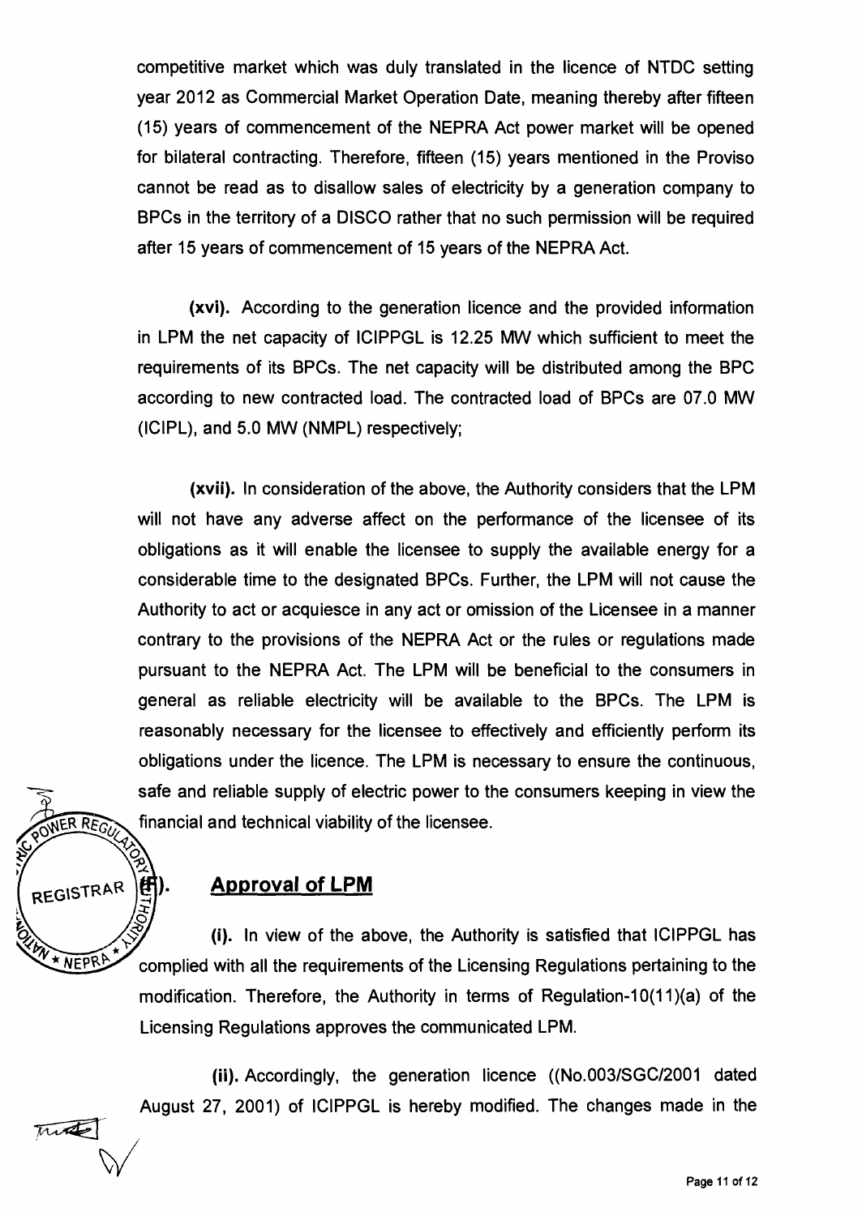competitive market which was duly translated in the licence of NTDC setting year 2012 as Commercial Market Operation Date, meaning thereby after fifteen (15) years of commencement of the NEPRA Act power market will be opened for bilateral contracting. Therefore, fifteen (15) years mentioned in the Proviso cannot be read as to disallow sales of electricity by a generation company to BPCs in the territory of a DISCO rather that no such permission will be required after 15 years of commencement of 15 years of the NEPRA Act.

**(xvi).** According to the generation licence and the provided information in LPM the net capacity of ICIPPGL is 12.25 MW which sufficient to meet the requirements of its BPCs. The net capacity will be distributed among the BPC according to new contracted load. The contracted load of BPCs are 07.0 MW (ICIPL), and 5.0 MW (NMPL) respectively;

**(xvii).** In consideration of the above, the Authority considers that the LPM will not have any adverse affect on the performance of the licensee of its obligations as it will enable the licensee to supply the available energy for a considerable time to the designated BPCs. Further, the LPM will not cause the Authority to act or acquiesce in any act or omission of the Licensee in a manner contrary to the provisions of the NEPRA Act or the rules or regulations made pursuant to the NEPRA Act. The LPM will be beneficial to the consumers in general as reliable electricity will be available to the BPCs. The LPM is reasonably necessary for the licensee to effectively and efficiently perform its obligations under the licence. The LPM is necessary to ensure the continuous, safe and reliable supply of electric power to the consumers keeping in view the financial and technical viability of the licensee.

## (F). Approval of LPM

**(i).** In view of the above, the Authority is satisfied that ICIPPGL has complied with all the requirements of the Licensing Regulations pertaining to the modification. Therefore, the Authority in terms of Regulation-10(11)(a) of the Licensing Regulations approves the communicated LPM.

**(ii).** Accordingly, the generation licence ((No.003/SGC/2001 dated August 27, 2001) of ICIPPGL is hereby modified. The changes made in the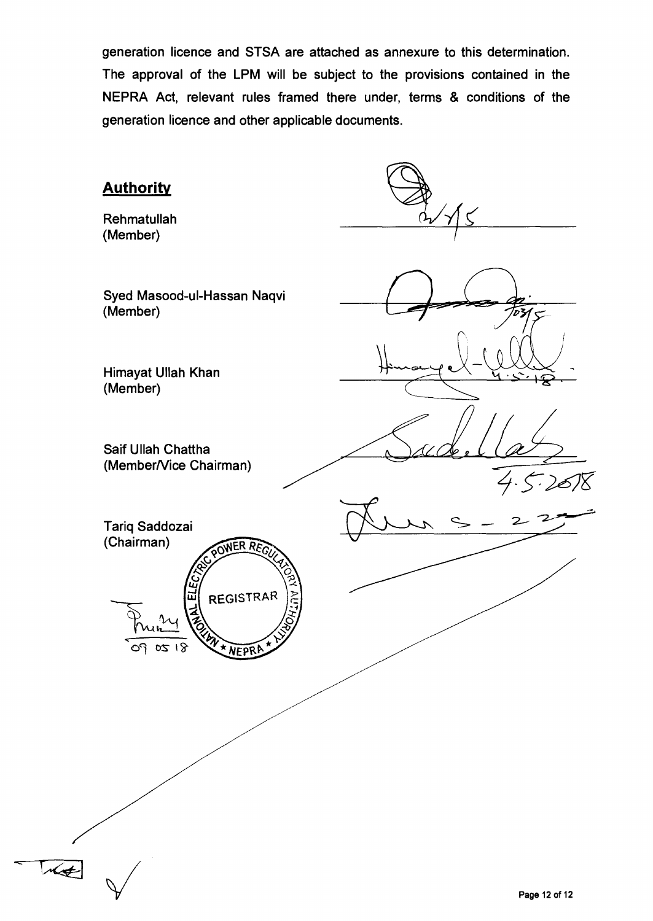generation licence and STSA are attached as annexure to this determination. The approval of the LPM will be subject to the provisions contained in the NEPRA Act, relevant rules framed there under, terms & conditions of the generation licence and other applicable documents.

## Authority

Rehmatullah
(Member)

Syed Masood-ul-Hassan Naqvi
(Member)

Himayat Ullah Khan
(Member)

Saif Ullah Chattha
(Member/Vice Chairman)

Tariq Saddozai
(Chairman)

REGISTRAR
NATIONAL ELECTRIC POWER REGULATORY AUTHORITY
NEPRA

09 05 18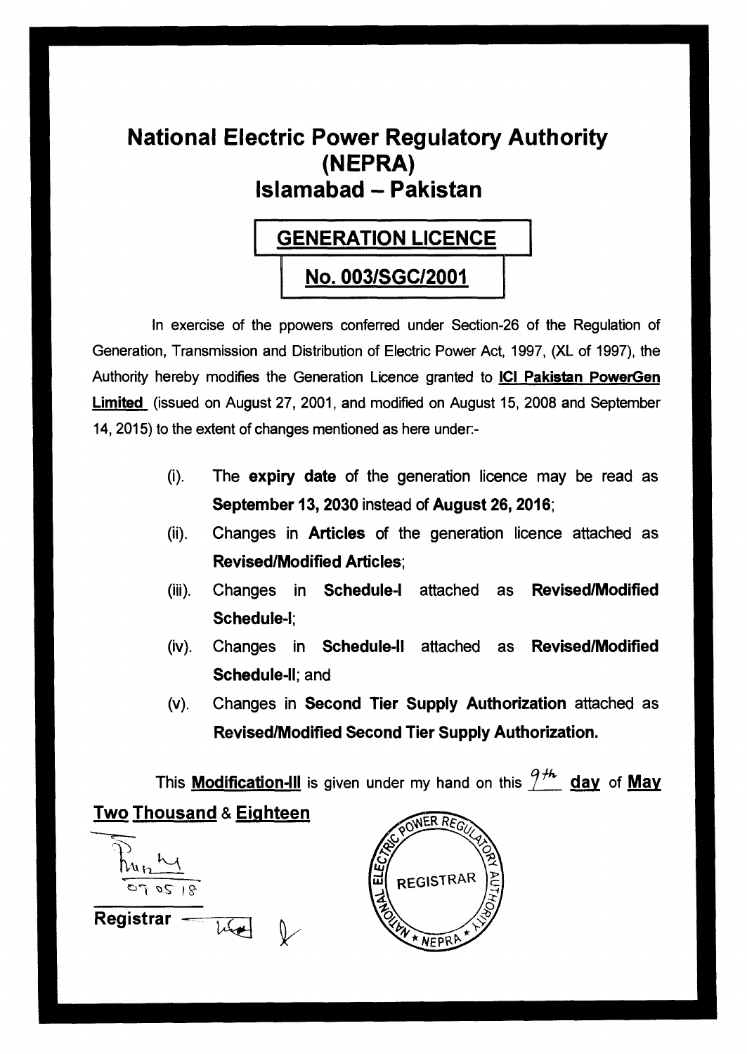# National Electric Power Regulatory Authority (NEPRA)
# Islamabad – Pakistan

## GENERATION LICENCE

## No. 003/SGC/2001

In exercise of the ppowers conferred under Section-26 of the Regulation of Generation, Transmission and Distribution of Electric Power Act, 1997, (XL of 1997), the Authority hereby modifies the Generation Licence granted to **ICI Pakistan PowerGen Limited** (issued on August 27, 2001, and modified on August 15, 2008 and September 14, 2015) to the extent of changes mentioned as here under:-

(i). The **expiry date** of the generation licence may be read as **September 13, 2030** instead of **August 26, 2016**;

(ii). Changes in **Articles** of the generation licence attached as **Revised/Modified Articles**;

(iii). Changes in **Schedule-I** attached as **Revised/Modified Schedule-I**;

(iv). Changes in **Schedule-II** attached as **Revised/Modified Schedule-II**; and

(v). Changes in **Second Tier Supply Authorization** attached as **Revised/Modified Second Tier Supply Authorization.**

This **Modification-III** is given under my hand on this 9th **day** of **May Two Thousand & Eighteen**

07 05 18

**Registrar**

REGISTRAR — NATIONAL ELECTRIC POWER REGULATORY AUTHORITY — NEPRA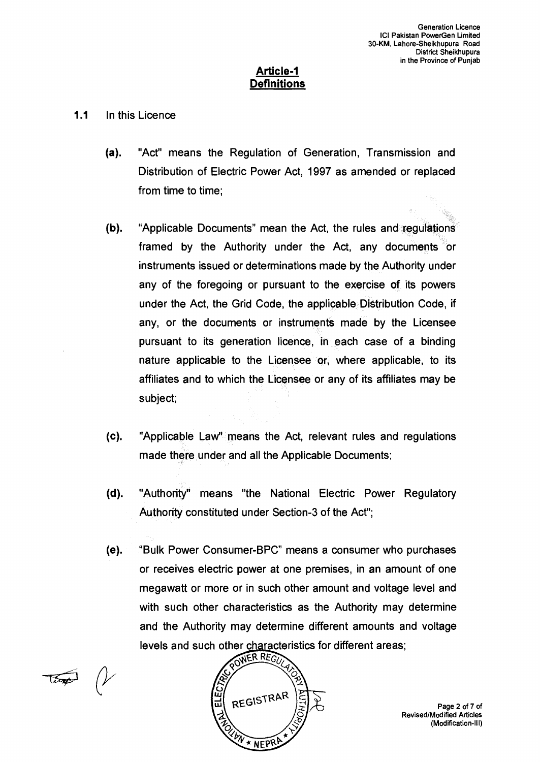## Article-1
## Definitions

**1.1** In this Licence

**(a).** "Act" means the Regulation of Generation, Transmission and Distribution of Electric Power Act, 1997 as amended or replaced from time to time;

**(b).** "Applicable Documents" mean the Act, the rules and regulations framed by the Authority under the Act, any documents or instruments issued or determinations made by the Authority under any of the foregoing or pursuant to the exercise of its powers under the Act, the Grid Code, the applicable Distribution Code, if any, or the documents or instruments made by the Licensee pursuant to its generation licence, in each case of a binding nature applicable to the Licensee or, where applicable, to its affiliates and to which the Licensee or any of its affiliates may be subject;

**(c).** "Applicable Law" means the Act, relevant rules and regulations made there under and all the Applicable Documents;

**(d).** "Authority" means "the National Electric Power Regulatory Authority constituted under Section-3 of the Act";

**(e).** "Bulk Power Consumer-BPC" means a consumer who purchases or receives electric power at one premises, in an amount of one megawatt or more or in such other amount and voltage level and with such other characteristics as the Authority may determine and the Authority may determine different amounts and voltage levels and such other characteristics for different areas;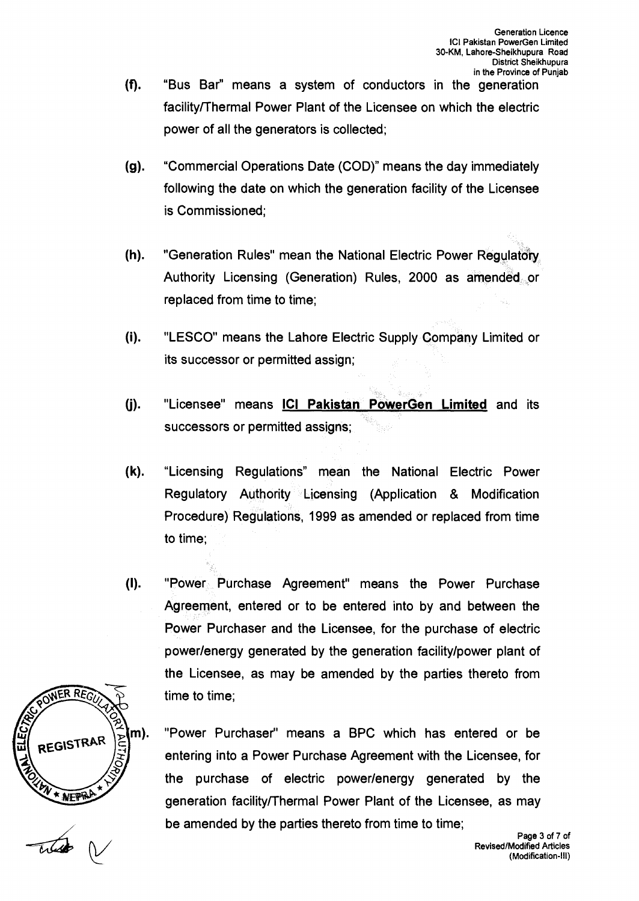(f). "Bus Bar" means a system of conductors in the generation facility/Thermal Power Plant of the Licensee on which the electric power of all the generators is collected;

(g). "Commercial Operations Date (COD)" means the day immediately following the date on which the generation facility of the Licensee is Commissioned;

(h). "Generation Rules" mean the National Electric Power Regulatory Authority Licensing (Generation) Rules, 2000 as amended or replaced from time to time;

(i). "LESCO" means the Lahore Electric Supply Company Limited or its successor or permitted assign;

(j). "Licensee" means **ICI Pakistan PowerGen Limited** and its successors or permitted assigns;

(k). "Licensing Regulations" mean the National Electric Power Regulatory Authority Licensing (Application & Modification Procedure) Regulations, 1999 as amended or replaced from time to time;

(l). "Power Purchase Agreement" means the Power Purchase Agreement, entered or to be entered into by and between the Power Purchaser and the Licensee, for the purchase of electric power/energy generated by the generation facility/power plant of the Licensee, as may be amended by the parties thereto from time to time;

(m). "Power Purchaser" means a BPC which has entered or be entering into a Power Purchase Agreement with the Licensee, for the purchase of electric power/energy generated by the generation facility/Thermal Power Plant of the Licensee, as may be amended by the parties thereto from time to time;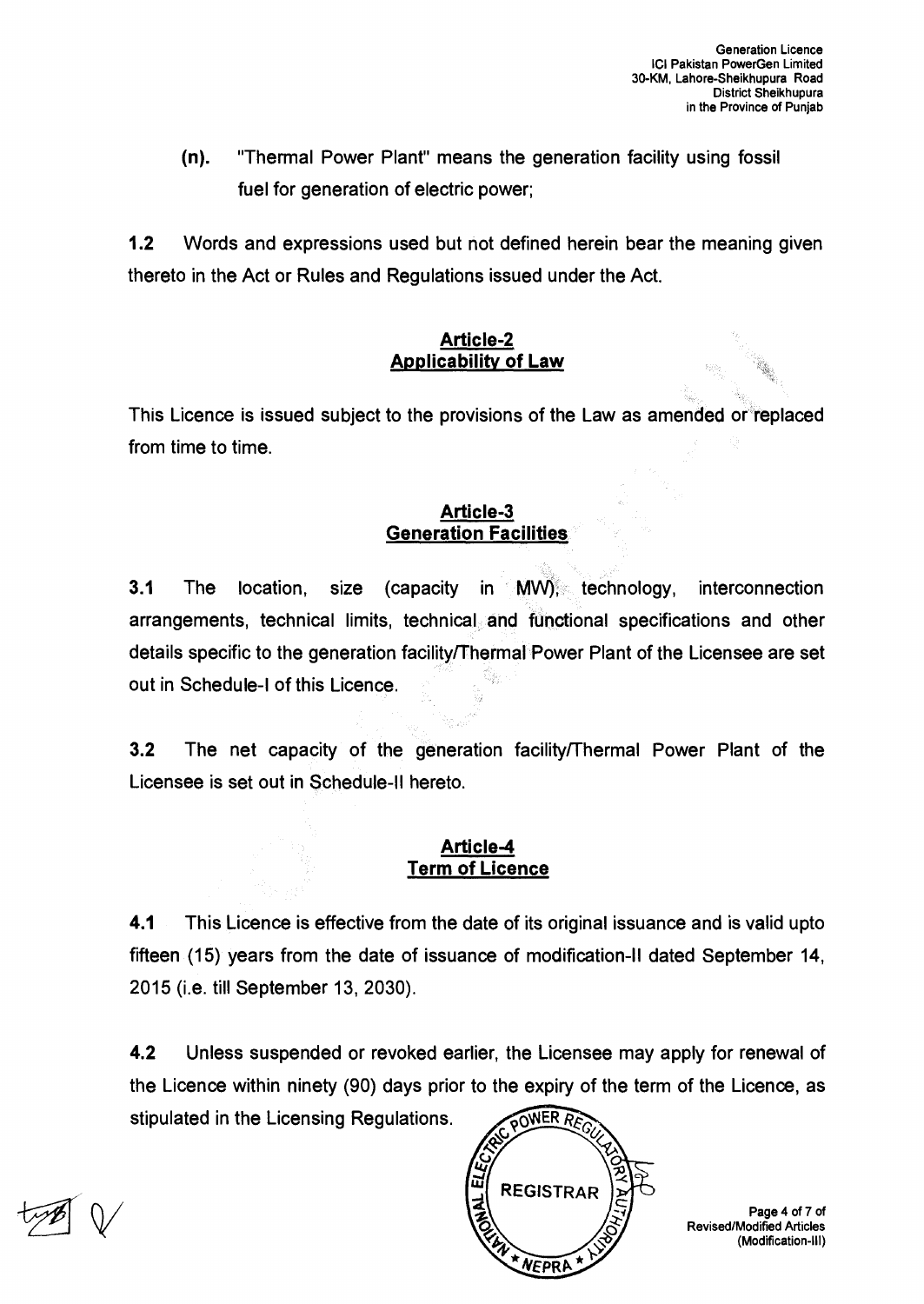(n). "Thermal Power Plant" means the generation facility using fossil fuel for generation of electric power;

**1.2** Words and expressions used but not defined herein bear the meaning given thereto in the Act or Rules and Regulations issued under the Act.

## Article-2
## Applicability of Law

This Licence is issued subject to the provisions of the Law as amended or replaced from time to time.

## Article-3
## Generation Facilities

**3.1** The location, size (capacity in MW), technology, interconnection arrangements, technical limits, technical and functional specifications and other details specific to the generation facility/Thermal Power Plant of the Licensee are set out in Schedule-I of this Licence.

**3.2** The net capacity of the generation facility/Thermal Power Plant of the Licensee is set out in Schedule-II hereto.

## Article-4
## Term of Licence

**4.1** This Licence is effective from the date of its original issuance and is valid upto fifteen (15) years from the date of issuance of modification-II dated September 14, 2015 (i.e. till September 13, 2030).

**4.2** Unless suspended or revoked earlier, the Licensee may apply for renewal of the Licence within ninety (90) days prior to the expiry of the term of the Licence, as stipulated in the Licensing Regulations.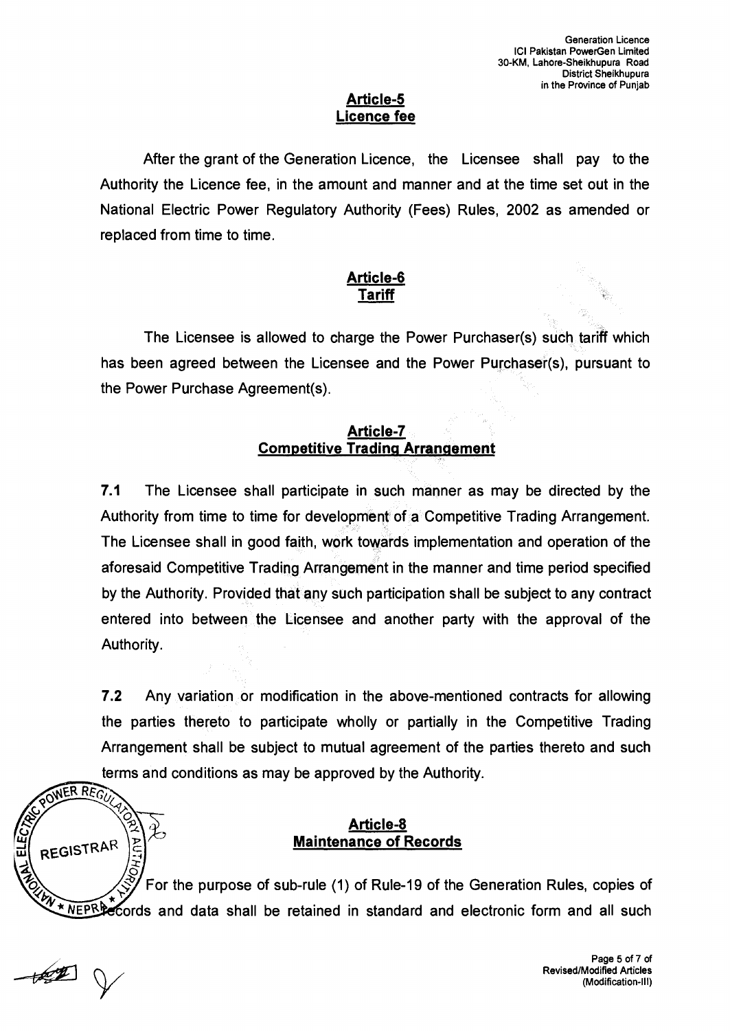## Article-5
## Licence fee

After the grant of the Generation Licence, the Licensee shall pay to the Authority the Licence fee, in the amount and manner and at the time set out in the National Electric Power Regulatory Authority (Fees) Rules, 2002 as amended or replaced from time to time.

## Article-6
## Tariff

The Licensee is allowed to charge the Power Purchaser(s) such tariff which has been agreed between the Licensee and the Power Purchaser(s), pursuant to the Power Purchase Agreement(s).

## Article-7
## Competitive Trading Arrangement

**7.1** The Licensee shall participate in such manner as may be directed by the Authority from time to time for development of a Competitive Trading Arrangement. The Licensee shall in good faith, work towards implementation and operation of the aforesaid Competitive Trading Arrangement in the manner and time period specified by the Authority. Provided that any such participation shall be subject to any contract entered into between the Licensee and another party with the approval of the Authority.

**7.2** Any variation or modification in the above-mentioned contracts for allowing the parties thereto to participate wholly or partially in the Competitive Trading Arrangement shall be subject to mutual agreement of the parties thereto and such terms and conditions as may be approved by the Authority.

## Article-8
## Maintenance of Records

For the purpose of sub-rule (1) of Rule-19 of the Generation Rules, copies of records and data shall be retained in standard and electronic form and all such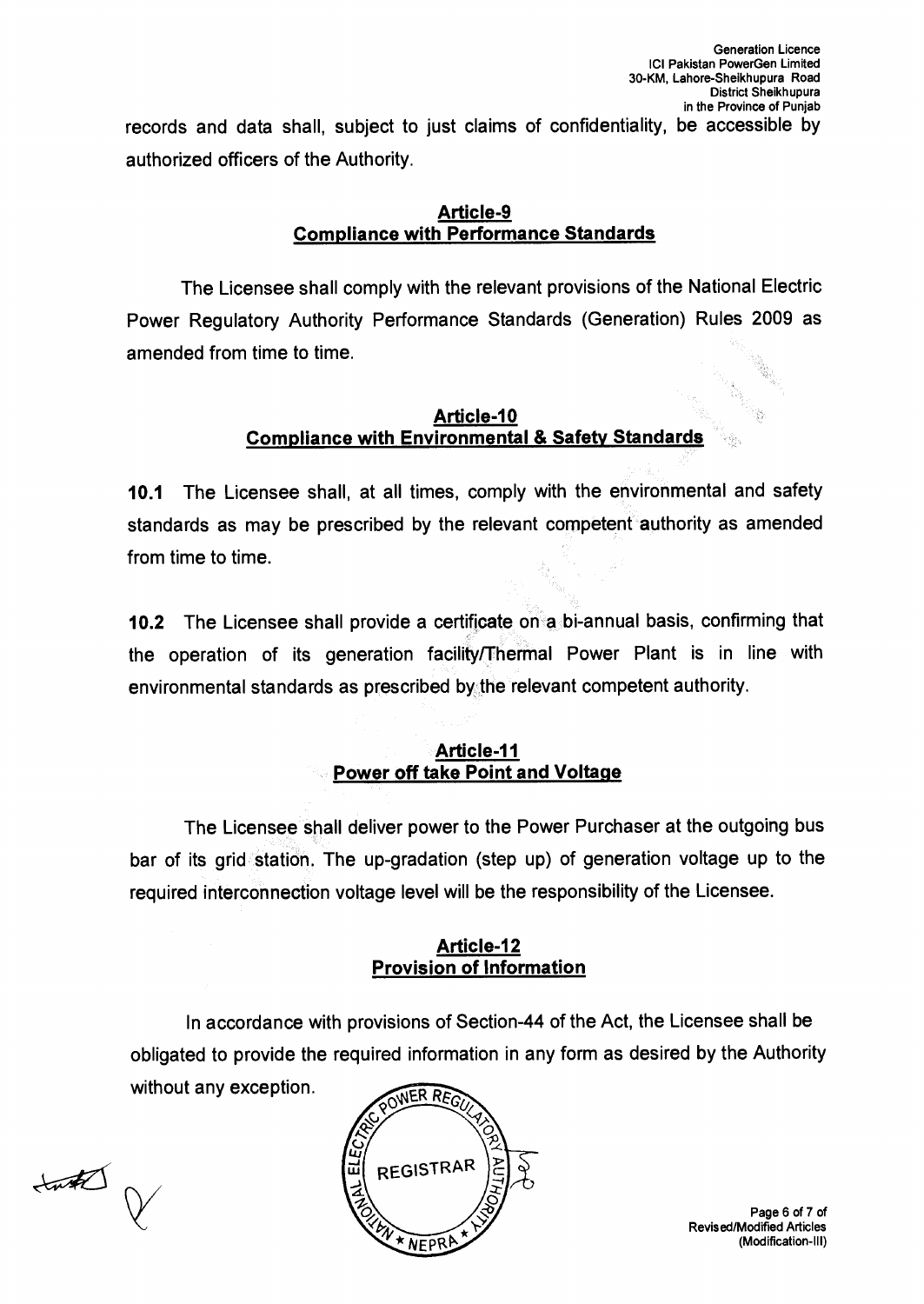records and data shall, subject to just claims of confidentiality, be accessible by authorized officers of the Authority.

## Article-9
## Compliance with Performance Standards

The Licensee shall comply with the relevant provisions of the National Electric Power Regulatory Authority Performance Standards (Generation) Rules 2009 as amended from time to time.

## Article-10
## Compliance with Environmental & Safety Standards

**10.1** The Licensee shall, at all times, comply with the environmental and safety standards as may be prescribed by the relevant competent authority as amended from time to time.

**10.2** The Licensee shall provide a certificate on a bi-annual basis, confirming that the operation of its generation facility/Thermal Power Plant is in line with environmental standards as prescribed by the relevant competent authority.

## Article-11
## Power off take Point and Voltage

The Licensee shall deliver power to the Power Purchaser at the outgoing bus bar of its grid station. The up-gradation (step up) of generation voltage up to the required interconnection voltage level will be the responsibility of the Licensee.

## Article-12
## Provision of Information

In accordance with provisions of Section-44 of the Act, the Licensee shall be obligated to provide the required information in any form as desired by the Authority without any exception.

NATIONAL ELECTRIC POWER REGULATORY AUTHORITY REGISTRAR NEPRA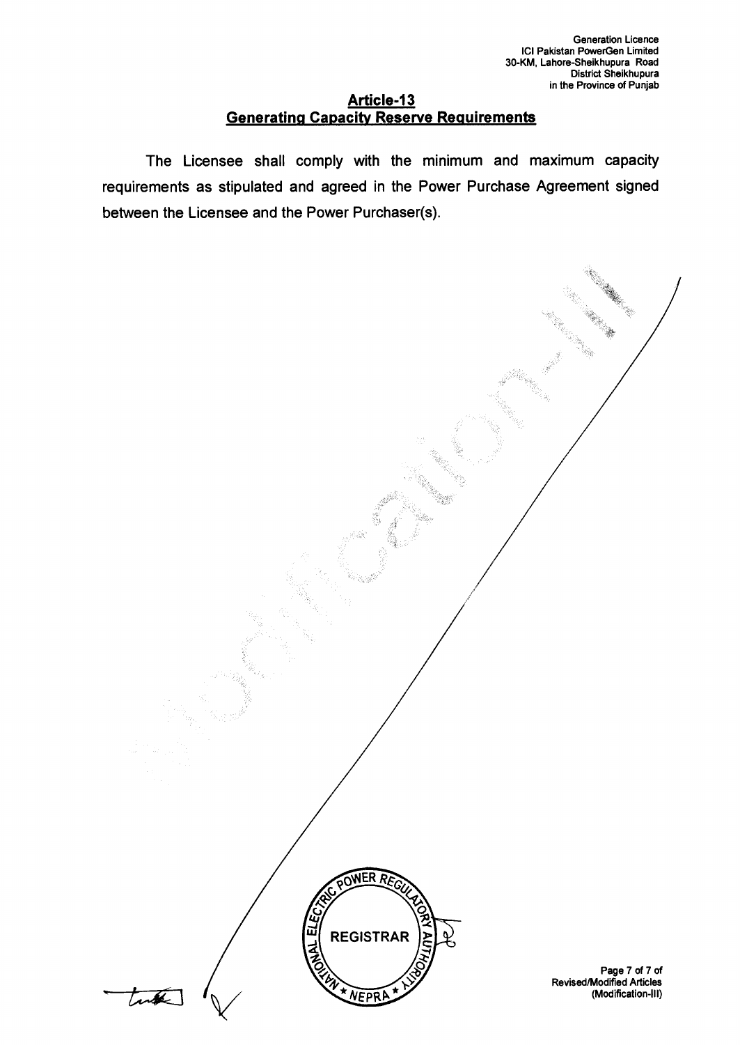## Article-13
## Generating Capacity Reserve Requirements

The Licensee shall comply with the minimum and maximum capacity requirements as stipulated and agreed in the Power Purchase Agreement signed between the Licensee and the Power Purchaser(s).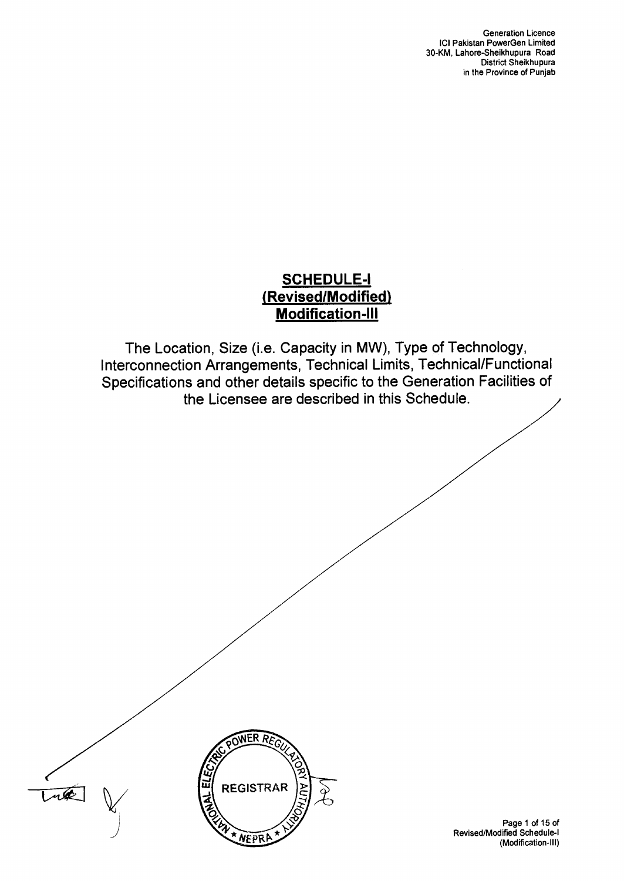# SCHEDULE-I
# (Revised/Modified)
# Modification-III

The Location, Size (i.e. Capacity in MW), Type of Technology, Interconnection Arrangements, Technical Limits, Technical/Functional Specifications and other details specific to the Generation Facilities of the Licensee are described in this Schedule.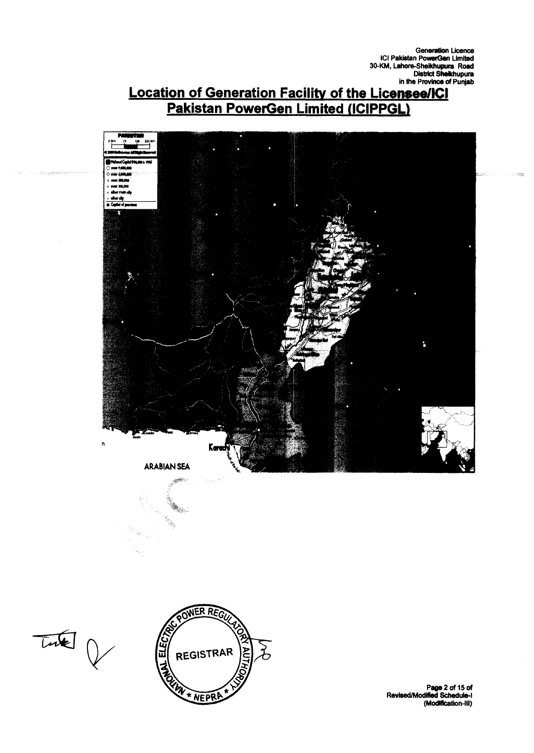Generation Licence
ICI Pakistan PowerGen Limited
30-KM, Lahore-Sheikhupura Road
District Sheikhupura
in the Province of Punjab

# Location of Generation Facility of the Licensee/ICI Pakistan PowerGen Limited (ICIPPGL)

Karachi

ARABIAN SEA

REGISTRAR

NATIONAL ELECTRIC POWER REGULATORY AUTHORITY

NEPRA

Revised/Modified Schedule-I (Modification-III)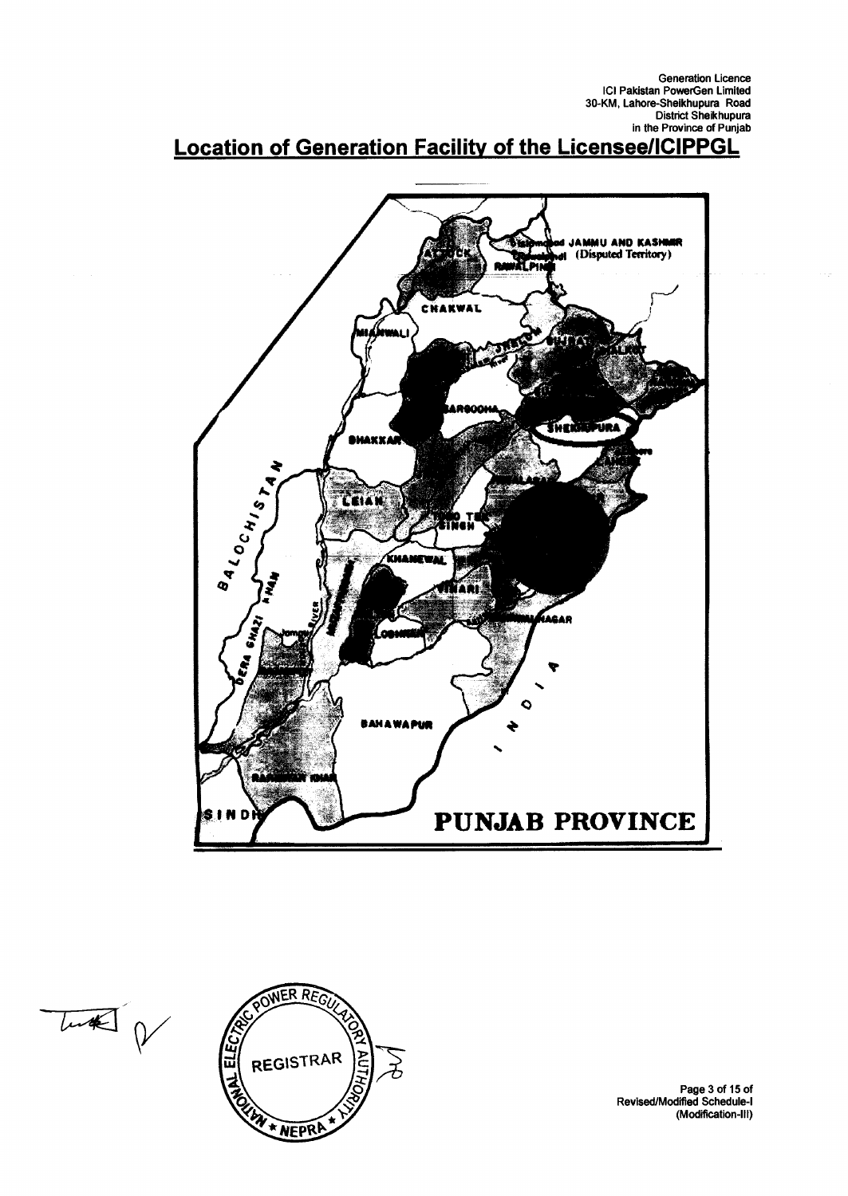Generation Licence
ICI Pakistan PowerGen Limited
30-KM, Lahore-Sheikhupura Road
District Sheikhupura
in the Province of Punjab

## Location of Generation Facility of the Licensee/ICIPPGL

JAMMU AND KASHMIR (Disputed Territory)

ATTOCK

RAWALPINDI

CHAKWAL

MIANWALI

JHELUM

GUJRAT

SIALKOT

SARGODHA

SHEIKHUPURA

BHAKKAR

LAHORE

BALOCHISTAN

LEIAH

TOBA TEK SINGH

KHANEWAL

VEHARI

DERA GHAZI KHAN

LODHRAN

BAHAWALNAGAR

INDIA

BAHAWAPUR

RAHIMYAR KHAN

SINDH

PUNJAB PROVINCE

REGISTRAR
NATIONAL ELECTRIC POWER REGULATORY AUTHORITY
NEPRA

Revised/Modified Schedule-I
(Modification-III)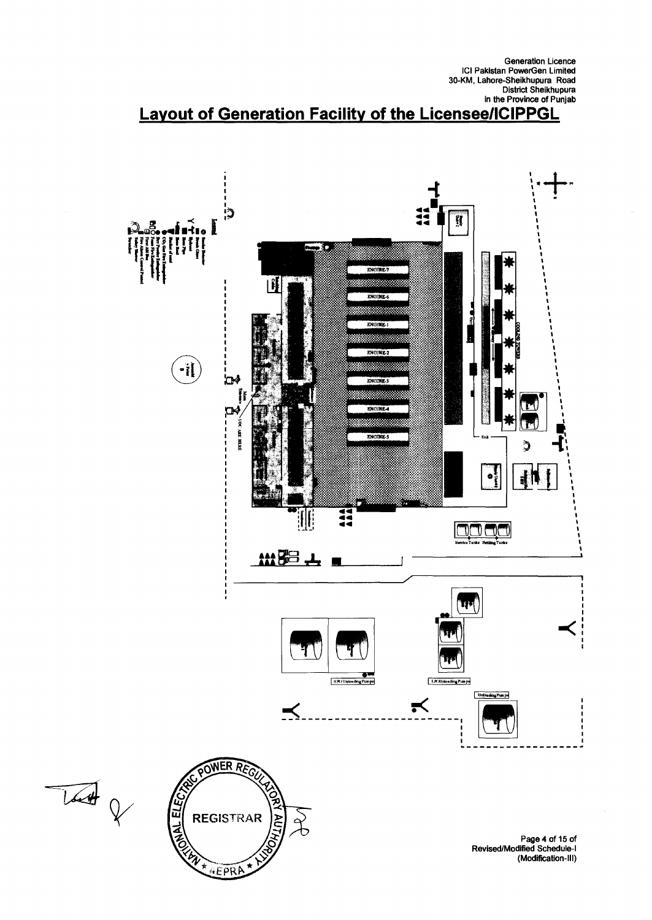Generation Licence
ICI Pakistan PowerGen Limited
30-KM, Lahore-Sheikhupura Road
District Sheikhupura
in the Province of Punjab

# Layout of Generation Facility of the Licensee/ICIPPGL

ENGINE-7

ENGINE-6

ENGINE-1

ENGINE-2

ENGINE-3

ENGINE-4

ENGINE-5

COOLING TOWERS

Main Entrance

YOU ARE HERE

Service Tanks Settling Tanks

HFO Unloading Pumps

LFO Unloading Pumps

Unloading Pumps

REGISTRAR

NATIONAL ELECTRIC POWER REGULATORY AUTHORITY

NEPRA

Revised/Modified Schedule-I
(Modification-III)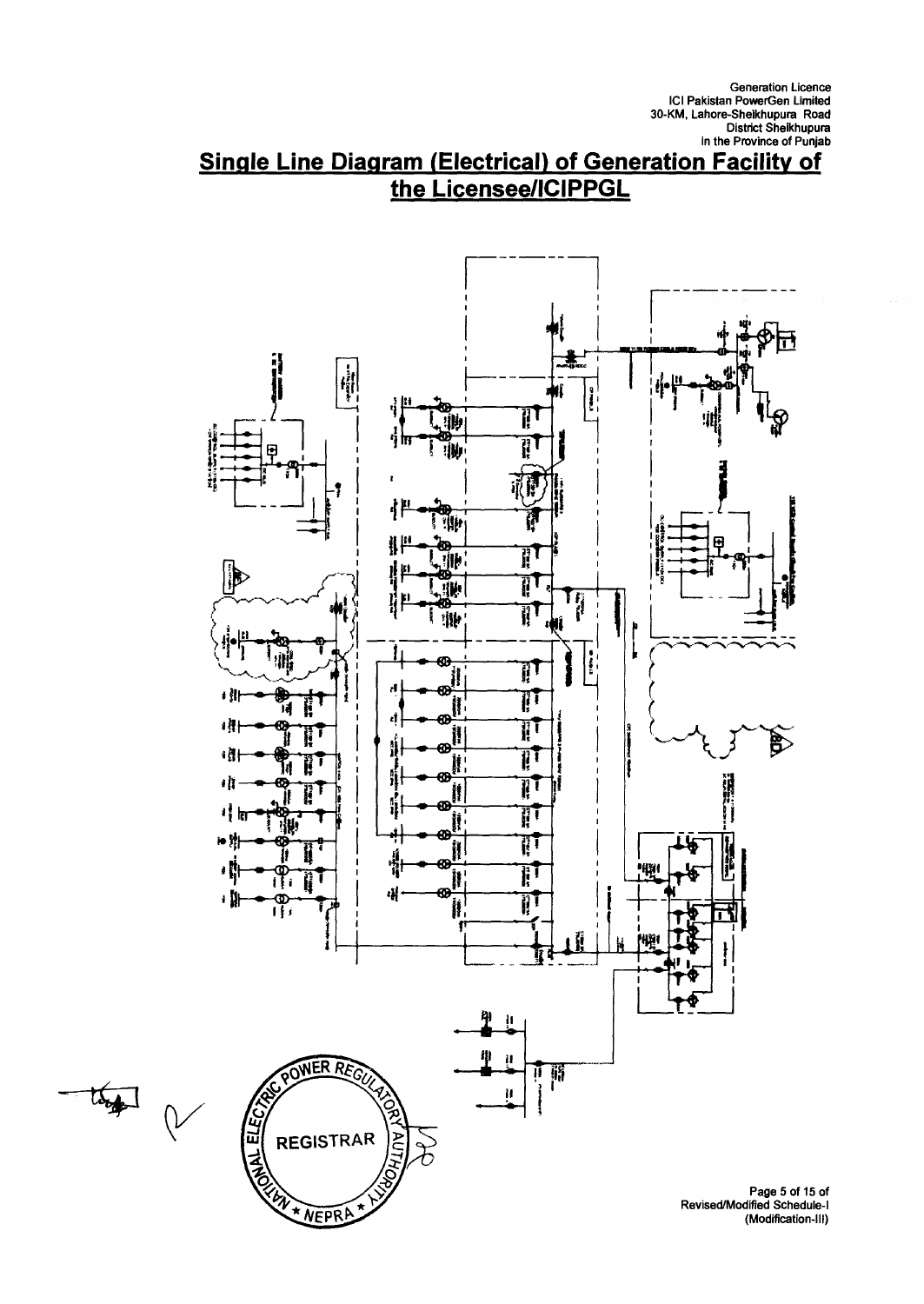Generation Licence
ICI Pakistan PowerGen Limited
30-KM, Lahore-Sheikhupura Road
District Sheikhupura
in the Province of Punjab

# Single Line Diagram (Electrical) of Generation Facility of the Licensee/ICIPPGL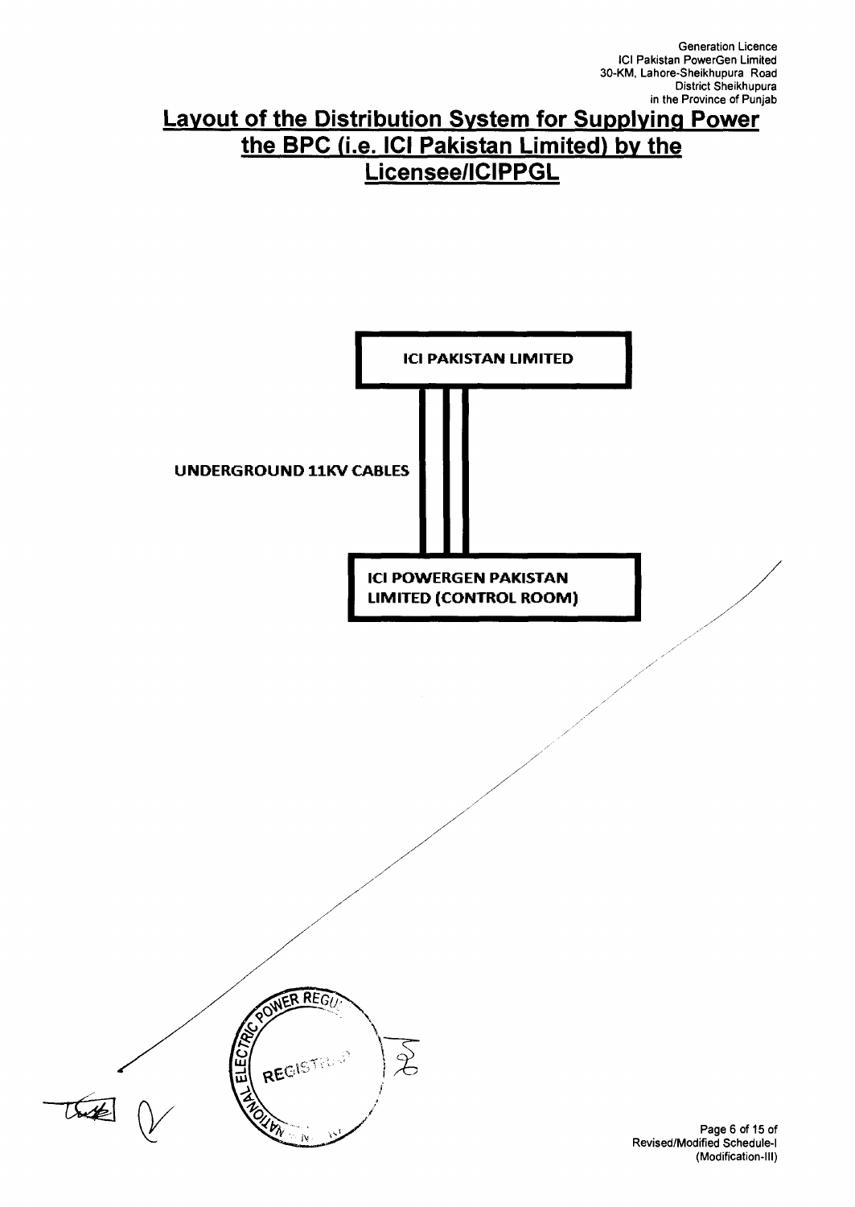## Layout of the Distribution System for Supplying Power the BPC (i.e. ICI Pakistan Limited) by the Licensee/ICIPPGL

**ICI PAKISTAN LIMITED**

**UNDERGROUND 11KV CABLES**

**ICI POWERGEN PAKISTAN LIMITED (CONTROL ROOM)**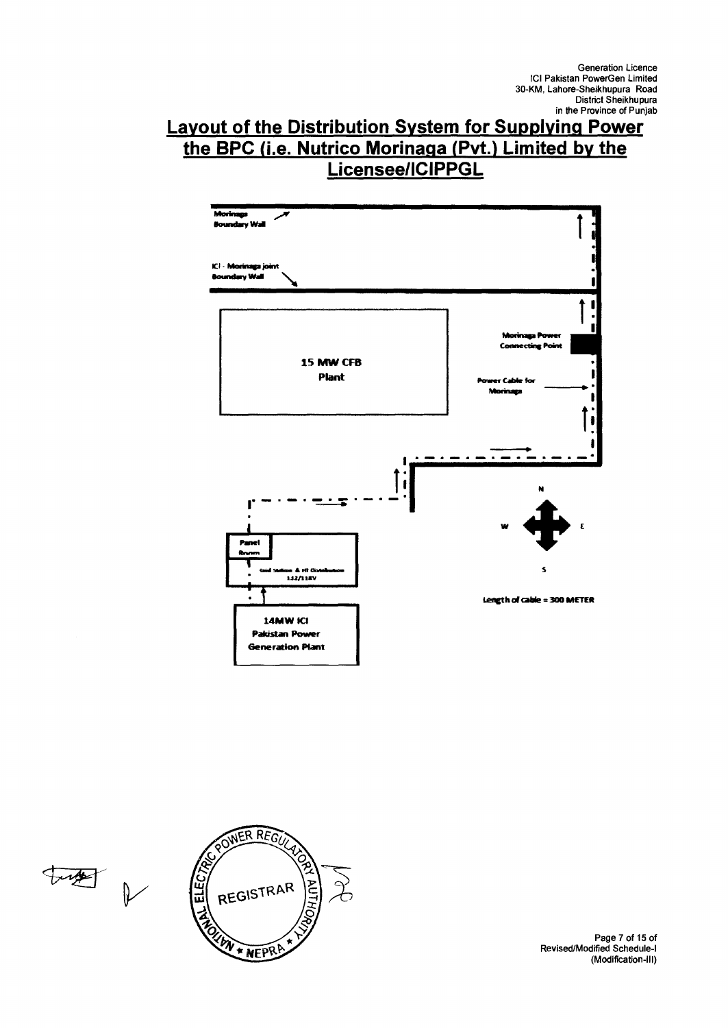Generation Licence
ICI Pakistan PowerGen Limited
30-KM, Lahore-Sheikhupura Road
District Sheikhupura
in the Province of Punjab

## Layout of the Distribution System for Supplying Power the BPC (i.e. Nutrico Morinaga (Pvt.) Limited by the Licensee/ICIPPGL

Morinaga Boundary Wall

ICI - Morinaga joint Boundary Wall

15 MW CFB Plant

Morinaga Power Connecting Point

Power Cable for Morinaga

N

W E

S

Panel Room

Grid Station & HT Distribution 132/11KV

14MW ICI Pakistan Power Generation Plant

Length of cable = 300 METER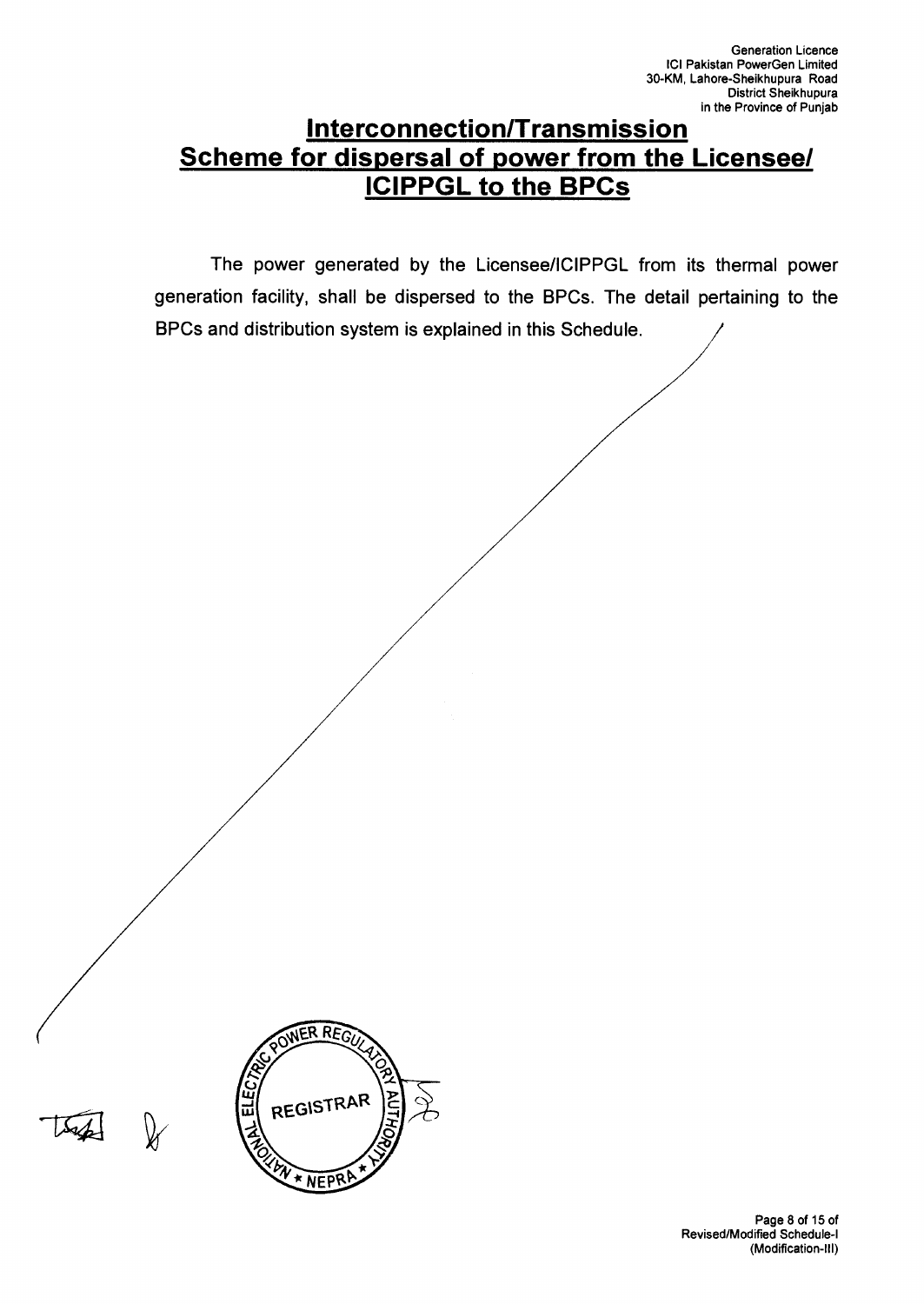# Interconnection/Transmission Scheme for dispersal of power from the Licensee/ ICIPPGL to the BPCs

The power generated by the Licensee/ICIPPGL from its thermal power generation facility, shall be dispersed to the BPCs. The detail pertaining to the BPCs and distribution system is explained in this Schedule.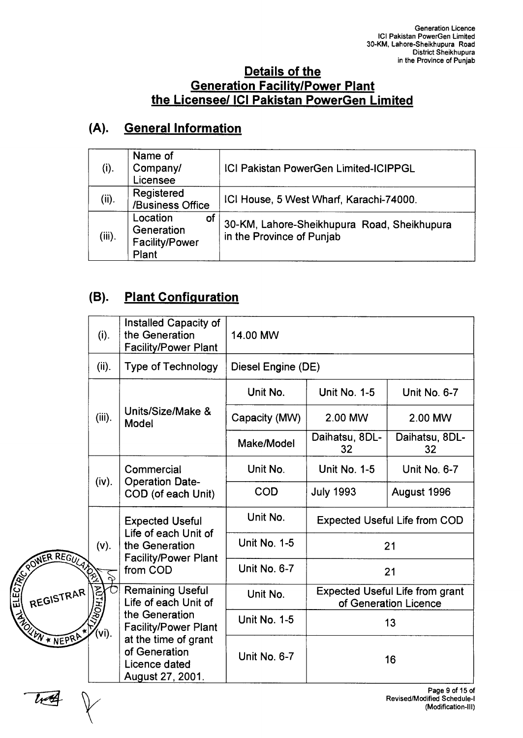## Details of the Generation Facility/Power Plant the Licensee/ ICI Pakistan PowerGen Limited

### (A). General Information

| | | |
|---|---|---|
| (i). | Name of Company/ Licensee | ICI Pakistan PowerGen Limited-ICIPPGL |
| (ii). | Registered /Business Office | ICI House, 5 West Wharf, Karachi-74000. |
| (iii). | Location of Generation Facility/Power Plant | 30-KM, Lahore-Sheikhupura Road, Sheikhupura in the Province of Punjab |

### (B). Plant Configuration

| | | | | |
|---|---|---|---|---|
| (i). | Installed Capacity of the Generation Facility/Power Plant | 14.00 MW | | |
| (ii). | Type of Technology | Diesel Engine (DE) | | |
| (iii). | Units/Size/Make & Model | Unit No. | Unit No. 1-5 | Unit No. 6-7 |
| | | Capacity (MW) | 2.00 MW | 2.00 MW |
| | | Make/Model | Daihatsu, 8DL-32 | Daihatsu, 8DL-32 |
| (iv). | Commercial Operation Date-COD (of each Unit) | Unit No. | Unit No. 1-5 | Unit No. 6-7 |
| | | COD | July 1993 | August 1996 |
| (v). | Expected Useful Life of each Unit of the Generation Facility/Power Plant from COD | Unit No. | Expected Useful Life from COD | |
| | | Unit No. 1-5 | 21 | |
| | | Unit No. 6-7 | 21 | |
| (vi). | Remaining Useful Life of each Unit of the Generation Facility/Power Plant at the time of grant of Generation Licence dated August 27, 2001. | Unit No. | Expected Useful Life from grant of Generation Licence | |
| | | Unit No. 1-5 | 13 | |
| | | Unit No. 6-7 | 16 | |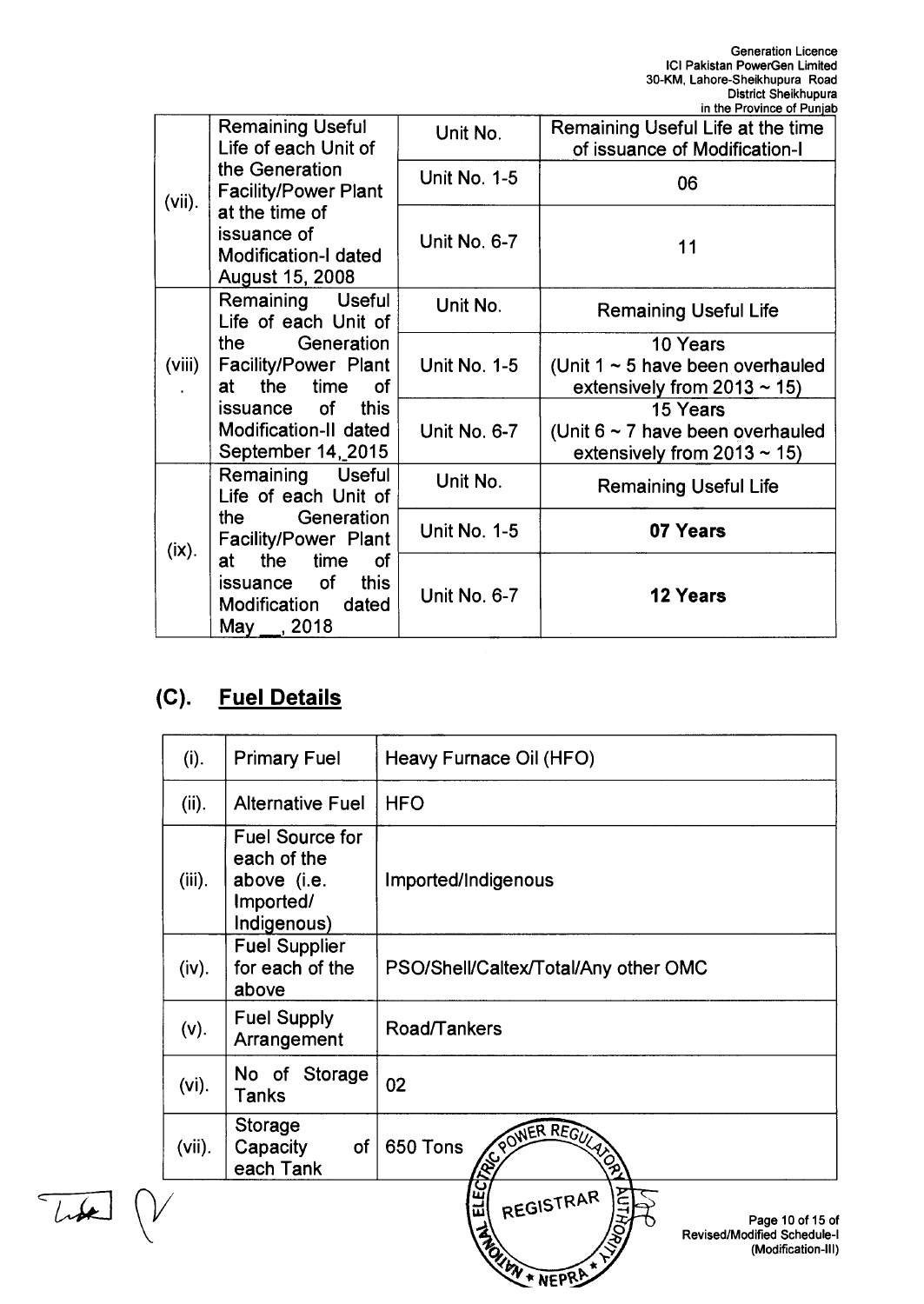| | | | |
|---|---|---|---|
| (vii). | Remaining Useful Life of each Unit of the Generation Facility/Power Plant at the time of issuance of Modification-I dated August 15, 2008 | Unit No. | Remaining Useful Life at the time of issuance of Modification-I |
| | | Unit No. 1-5 | 06 |
| | | Unit No. 6-7 | 11 |
| (viii). | Remaining Useful Life of each Unit of the Generation Facility/Power Plant at the time of issuance of this Modification-II dated September 14, 2015 | Unit No. | Remaining Useful Life |
| | | Unit No. 1-5 | 10 Years (Unit 1 ~ 5 have been overhauled extensively from 2013 ~ 15) |
| | | Unit No. 6-7 | 15 Years (Unit 6 ~ 7 have been overhauled extensively from 2013 ~ 15) |
| (ix). | Remaining Useful Life of each Unit of the Generation Facility/Power Plant at the time of issuance of this Modification dated May __, 2018 | Unit No. | Remaining Useful Life |
| | | Unit No. 1-5 | **07 Years** |
| | | Unit No. 6-7 | **12 Years** |

## (C). Fuel Details

| | | |
|---|---|---|
| (i). | Primary Fuel | Heavy Furnace Oil (HFO) |
| (ii). | Alternative Fuel | HFO |
| (iii). | Fuel Source for each of the above (i.e. Imported/ Indigenous) | Imported/Indigenous |
| (iv). | Fuel Supplier for each of the above | PSO/Shell/Caltex/Total/Any other OMC |
| (v). | Fuel Supply Arrangement | Road/Tankers |
| (vi). | No of Storage Tanks | 02 |
| (vii). | Storage Capacity of each Tank | 650 Tons |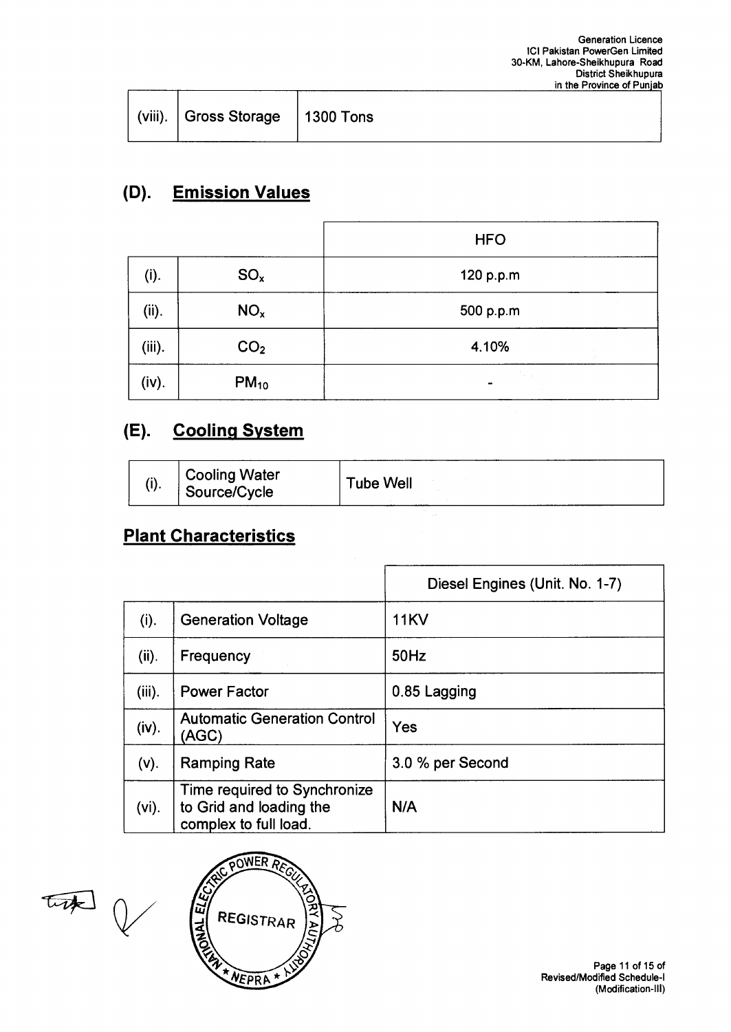| (viii). | Gross Storage | 1300 Tons |
|---|---|---|

## (D). Emission Values

| | | HFO |
|---|---|---|
| (i). | $SO_x$ | 120 p.p.m |
| (ii). | $NO_x$ | 500 p.p.m |
| (iii). | $CO_2$ | 4.10% |
| (iv). | $PM_{10}$ | - |

## (E). Cooling System

| (i). | Cooling Water Source/Cycle | Tube Well |
|---|---|---|

## Plant Characteristics

| | | Diesel Engines (Unit. No. 1-7) |
|---|---|---|
| (i). | Generation Voltage | 11KV |
| (ii). | Frequency | 50Hz |
| (iii). | Power Factor | 0.85 Lagging |
| (iv). | Automatic Generation Control (AGC) | Yes |
| (v). | Ramping Rate | 3.0 % per Second |
| (vi). | Time required to Synchronize to Grid and loading the complex to full load. | N/A |

NATIONAL ELECTRIC POWER REGULATORY AUTHORITY
REGISTRAR
★ NEPRA ★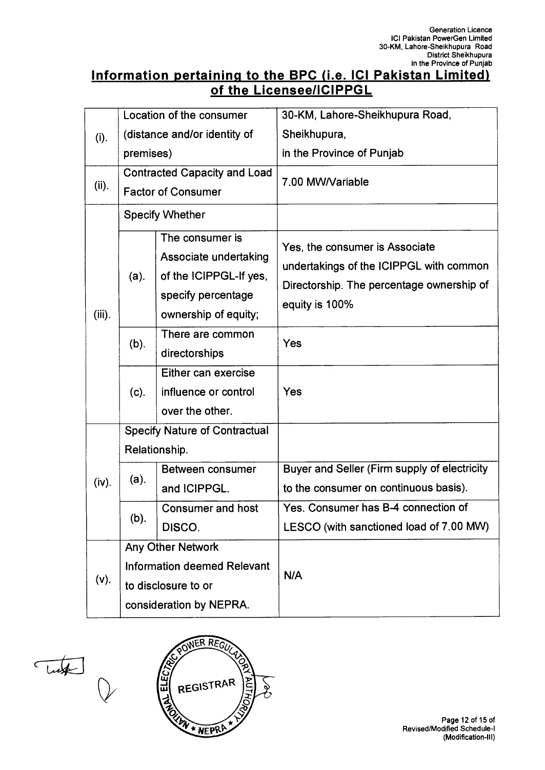## Information pertaining to the BPC (i.e. ICI Pakistan Limited) of the Licensee/ICIPPGL

| | | | |
|---|---|---|---|
| (i). | Location of the consumer (distance and/or identity of premises) | | 30-KM, Lahore-Sheikhupura Road, Sheikhupura, in the Province of Punjab |
| (ii). | Contracted Capacity and Load Factor of Consumer | | 7.00 MW/Variable |
| (iii). | Specify Whether | | |
| | (a). | The consumer is Associate undertaking of the ICIPPGL-If yes, specify percentage ownership of equity; | Yes, the consumer is Associate undertakings of the ICIPPGL with common Directorship. The percentage ownership of equity is 100% |
| | (b). | There are common directorships | Yes |
| | (c). | Either can exercise influence or control over the other. | Yes |
| (iv). | Specify Nature of Contractual Relationship. | | |
| | (a). | Between consumer and ICIPPGL. | Buyer and Seller (Firm supply of electricity to the consumer on continuous basis). |
| | (b). | Consumer and host DISCO. | Yes. Consumer has B-4 connection of LESCO (with sanctioned load of 7.00 MW) |
| (v). | Any Other Network Information deemed Relevant to disclosure to or consideration by NEPRA. | | N/A |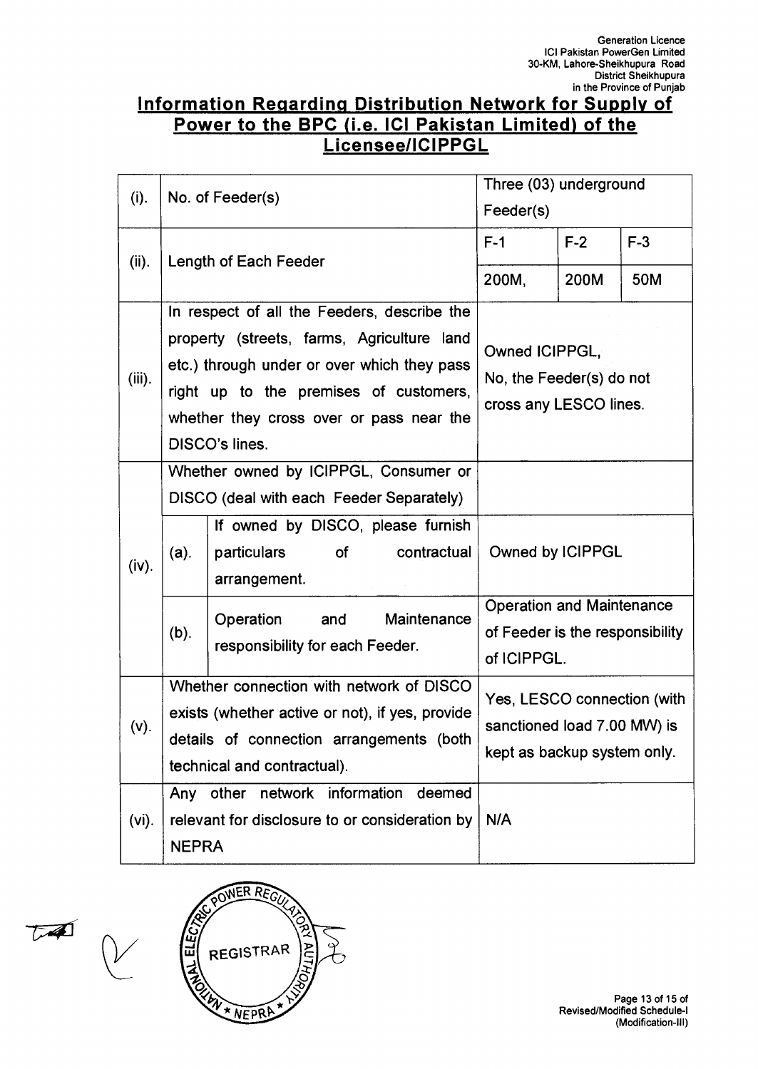## Information Regarding Distribution Network for Supply of Power to the BPC (i.e. ICI Pakistan Limited) of the Licensee/ICIPPGL

| | | | | | |
|---|---|---|---|---|---|
| (i). | No. of Feeder(s) | | Three (03) underground Feeder(s) | | |
| (ii). | Length of Each Feeder | | F-1 | F-2 | F-3 |
| | | | 200M, | 200M | 50M |
| (iii). | In respect of all the Feeders, describe the property (streets, farms, Agriculture land etc.) through under or over which they pass right up to the premises of customers, whether they cross over or pass near the DISCO's lines. | | Owned ICIPPGL, No, the Feeder(s) do not cross any LESCO lines. | | |
| (iv). | Whether owned by ICIPPGL, Consumer or DISCO (deal with each Feeder Separately) | | | | |
| | (a). | If owned by DISCO, please furnish particulars of contractual arrangement. | Owned by ICIPPGL | | |
| | (b). | Operation and Maintenance responsibility for each Feeder. | Operation and Maintenance of Feeder is the responsibility of ICIPPGL. | | |
| (v). | Whether connection with network of DISCO exists (whether active or not), if yes, provide details of connection arrangements (both technical and contractual). | | Yes, LESCO connection (with sanctioned load 7.00 MW) is kept as backup system only. | | |
| (vi). | Any other network information deemed relevant for disclosure to or consideration by NEPRA | | N/A | | |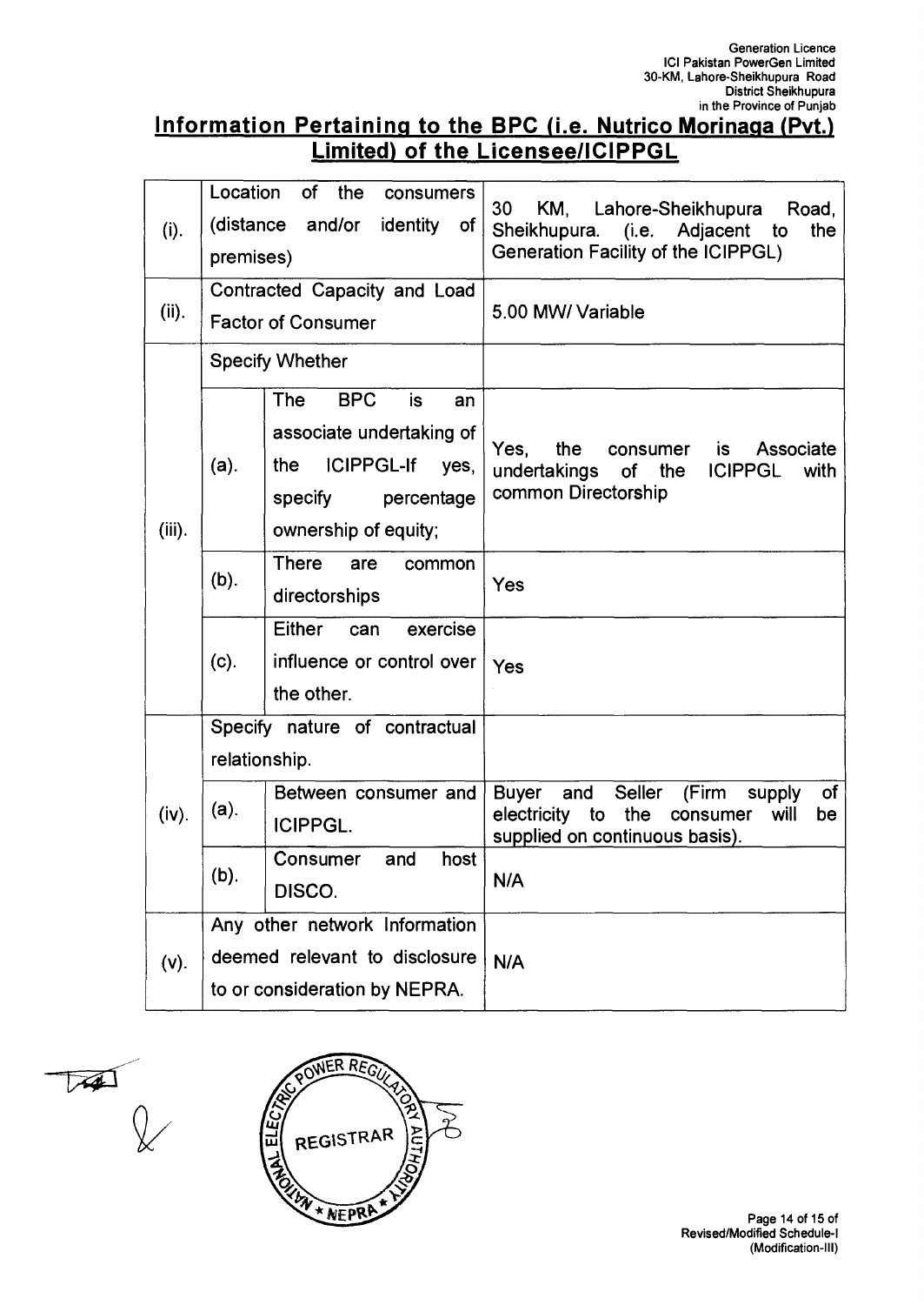## Information Pertaining to the BPC (i.e. Nutrico Morinaga (Pvt.) Limited) of the Licensee/ICIPPGL

| | | | |
|---|---|---|---|
| (i). | Location of the consumers (distance and/or identity of premises) | | 30 KM, Lahore-Sheikhupura Road, Sheikhupura. (i.e. Adjacent to the Generation Facility of the ICIPPGL) |
| (ii). | Contracted Capacity and Load Factor of Consumer | | 5.00 MW/ Variable |
| (iii). | Specify Whether | | |
| | (a). | The BPC is an associate undertaking of the ICIPPGL-If yes, specify percentage ownership of equity; | Yes, the consumer is Associate undertakings of the ICIPPGL with common Directorship |
| | (b). | There are common directorships | Yes |
| | (c). | Either can exercise influence or control over the other. | Yes |
| (iv). | Specify nature of contractual relationship. | | |
| | (a). | Between consumer and ICIPPGL. | Buyer and Seller (Firm supply of electricity to the consumer will be supplied on continuous basis). |
| | (b). | Consumer and host DISCO. | N/A |
| (v). | Any other network Information deemed relevant to disclosure to or consideration by NEPRA. | | N/A |

NATIONAL ELECTRIC POWER REGULATORY AUTHORITY  
REGISTRAR  
NEPRA

Revised/Modified Schedule-I  
(Modification-III)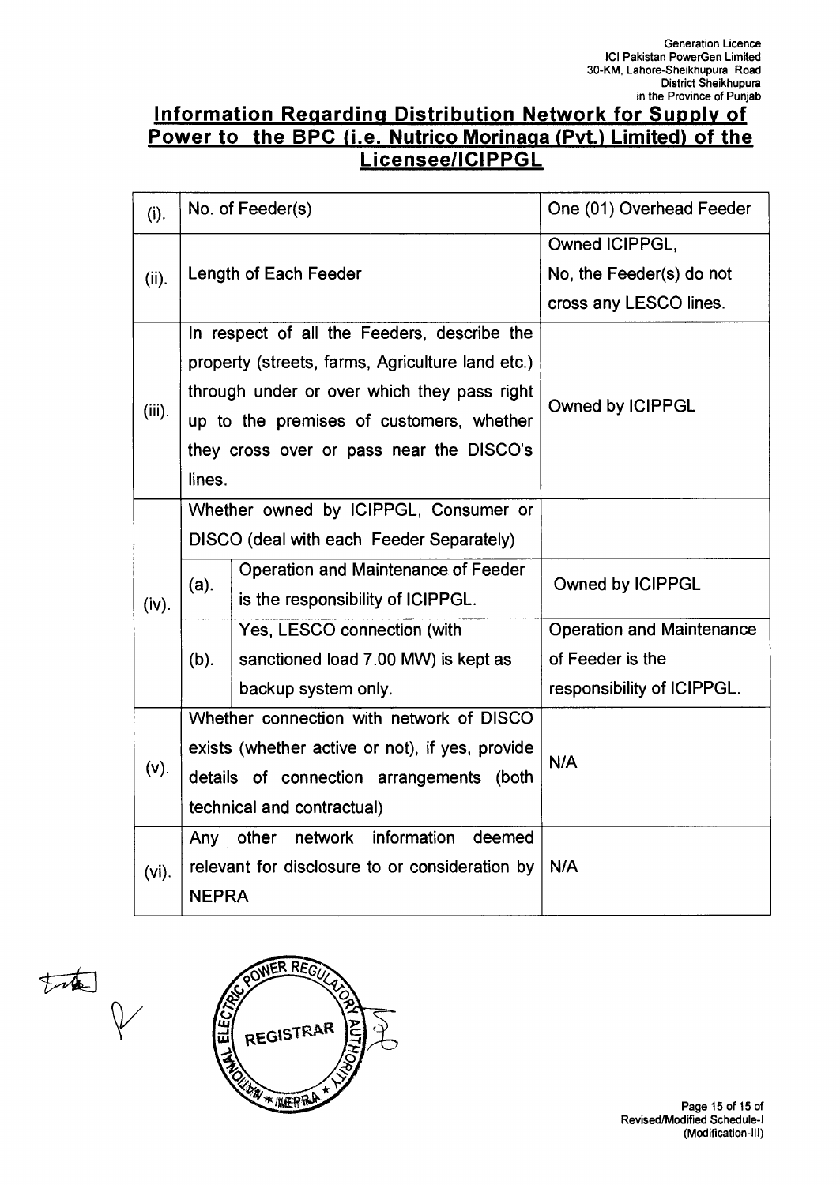Generation Licence
ICI Pakistan PowerGen Limited
30-KM, Lahore-Sheikhupura Road
District Sheikhupura
in the Province of Punjab

## Information Regarding Distribution Network for Supply of Power to the BPC (i.e. Nutrico Morinaga (Pvt.) Limited) of the Licensee/ICIPPGL

| | | | |
|---|---|---|---|
| (i). | No. of Feeder(s) | | One (01) Overhead Feeder |
| (ii). | Length of Each Feeder | | Owned ICIPPGL, No, the Feeder(s) do not cross any LESCO lines. |
| (iii). | In respect of all the Feeders, describe the property (streets, farms, Agriculture land etc.) through under or over which they pass right up to the premises of customers, whether they cross over or pass near the DISCO's lines. | | Owned by ICIPPGL |
| (iv). | Whether owned by ICIPPGL, Consumer or DISCO (deal with each Feeder Separately) | | |
| | (a). | Operation and Maintenance of Feeder is the responsibility of ICIPPGL. | Owned by ICIPPGL |
| | (b). | Yes, LESCO connection (with sanctioned load 7.00 MW) is kept as backup system only. | Operation and Maintenance of Feeder is the responsibility of ICIPPGL. |
| (v). | Whether connection with network of DISCO exists (whether active or not), if yes, provide details of connection arrangements (both technical and contractual) | | N/A |
| (vi). | Any other network information deemed relevant for disclosure to or consideration by NEPRA | | N/A |

Page 15 of 15 of
Revised/Modified Schedule-I
(Modification-III)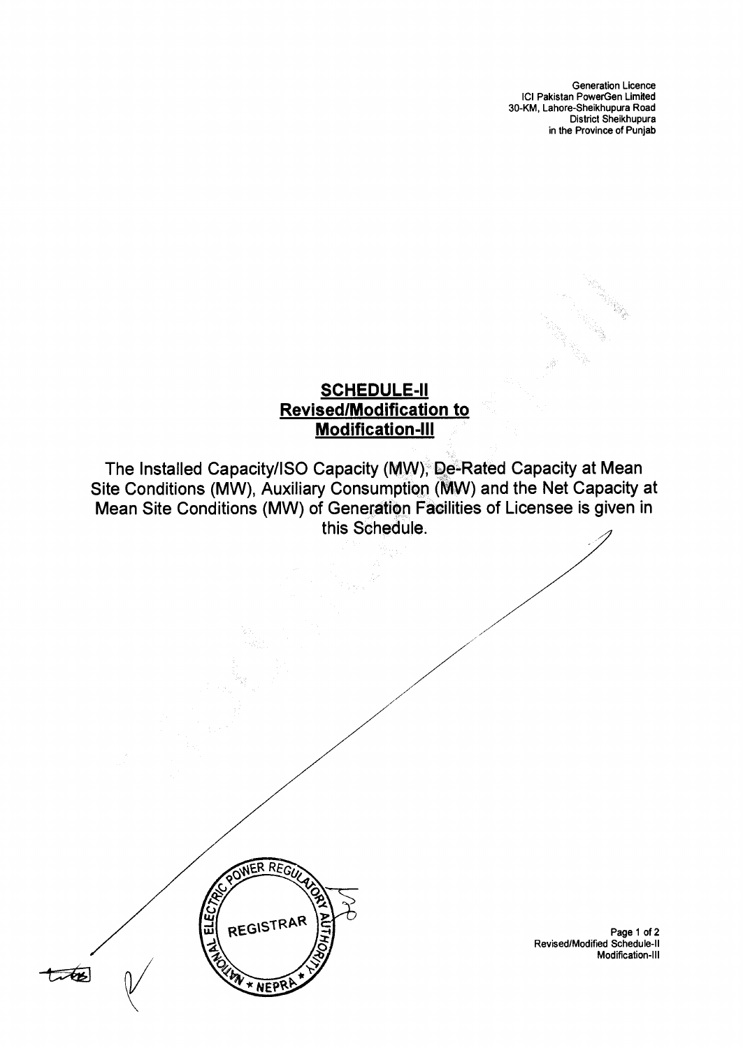Generation Licence
ICI Pakistan PowerGen Limited
30-KM, Lahore-Sheikhupura Road
District Sheikhupura
in the Province of Punjab

# SCHEDULE-II
## Revised/Modification to Modification-III

The Installed Capacity/ISO Capacity (MW), De-Rated Capacity at Mean Site Conditions (MW), Auxiliary Consumption (MW) and the Net Capacity at Mean Site Conditions (MW) of Generation Facilities of Licensee is given in this Schedule.

REGISTRAR
NATIONAL ELECTRIC POWER REGULATORY AUTHORITY * NEPRA *

Revised/Modified Schedule-II
Modification-III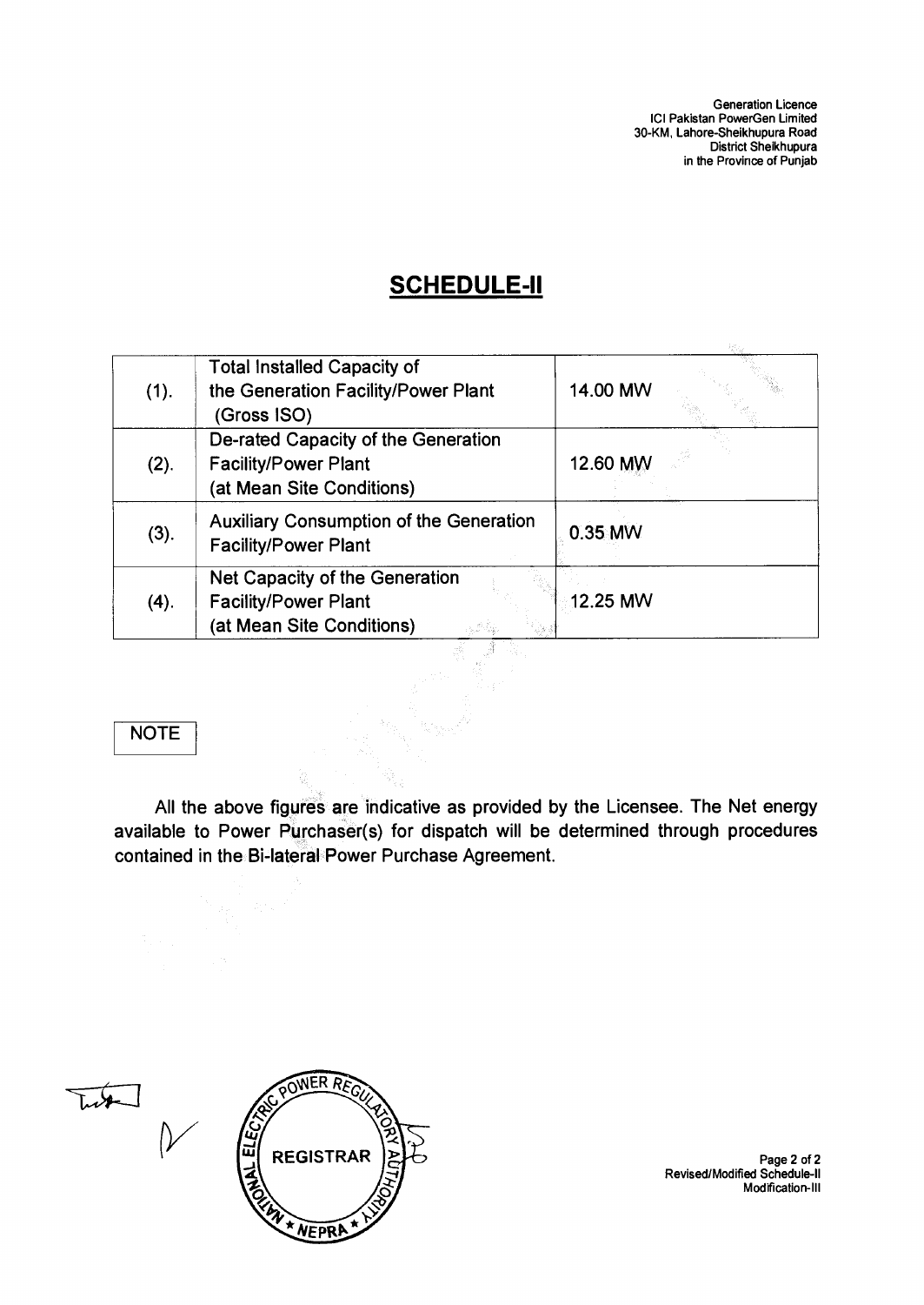# SCHEDULE-II

| | | |
|---|---|---|
| (1). | Total Installed Capacity of the Generation Facility/Power Plant (Gross ISO) | 14.00 MW |
| (2). | De-rated Capacity of the Generation Facility/Power Plant (at Mean Site Conditions) | 12.60 MW |
| (3). | Auxiliary Consumption of the Generation Facility/Power Plant | 0.35 MW |
| (4). | Net Capacity of the Generation Facility/Power Plant (at Mean Site Conditions) | 12.25 MW |

**NOTE**

All the above figures are indicative as provided by the Licensee. The Net energy available to Power Purchaser(s) for dispatch will be determined through procedures contained in the Bi-lateral Power Purchase Agreement.

NATIONAL ELECTRIC POWER REGULATORY AUTHORITY
REGISTRAR
NEPRA

Revised/Modified Schedule-II
Modification-III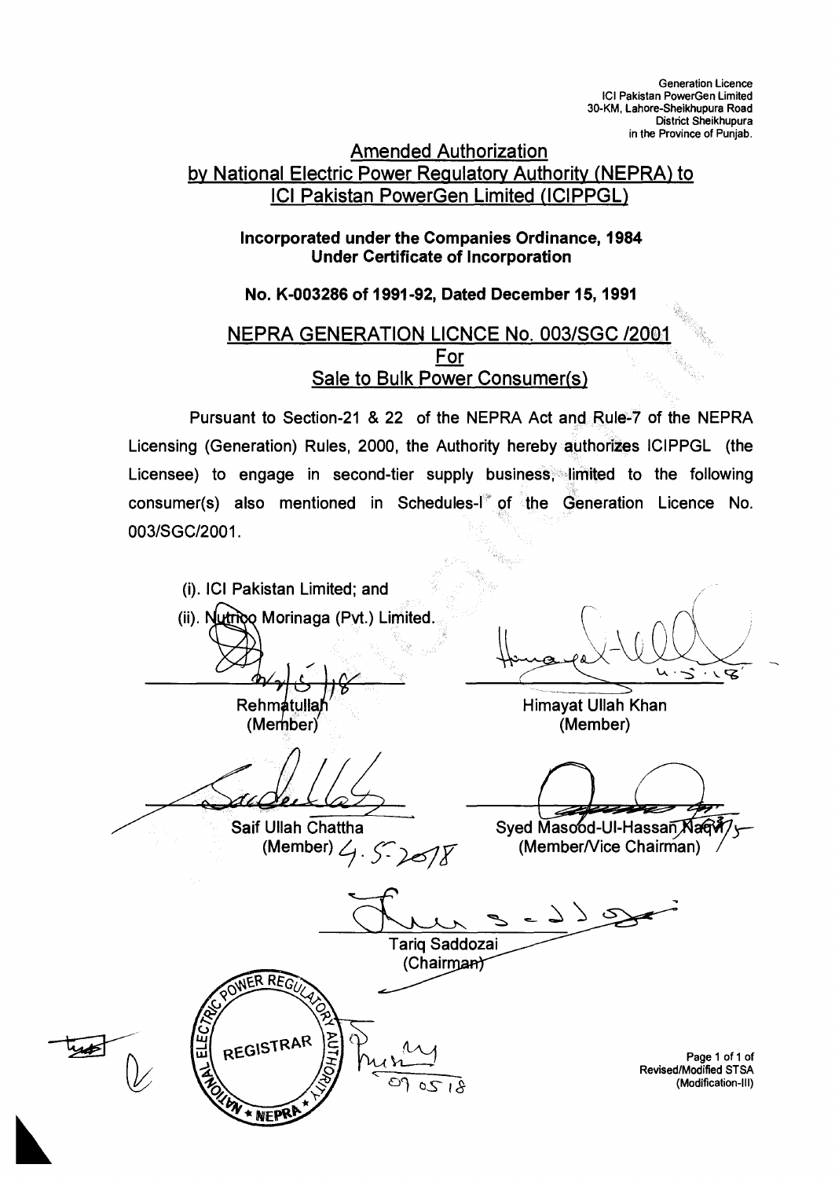Generation Licence
ICI Pakistan PowerGen Limited
30-KM, Lahore-Sheikhupura Road
District Sheikhupura
in the Province of Punjab.

# Amended Authorization by National Electric Power Regulatory Authority (NEPRA) to ICI Pakistan PowerGen Limited (ICIPPGL)

**Incorporated under the Companies Ordinance, 1984**
**Under Certificate of Incorporation**

**No. K-003286 of 1991-92, Dated December 15, 1991**

## NEPRA GENERATION LICNCE No. 003/SGC /2001 For Sale to Bulk Power Consumer(s)

Pursuant to Section-21 & 22 of the NEPRA Act and Rule-7 of the NEPRA Licensing (Generation) Rules, 2000, the Authority hereby authorizes ICIPPGL (the Licensee) to engage in second-tier supply business, limited to the following consumer(s) also mentioned in Schedules-I of the Generation Licence No. 003/SGC/2001.

(i). ICI Pakistan Limited; and

(ii). Nutrico Morinaga (Pvt.) Limited.

| | |
|---|---|
| Rehmatullah (Member) | Himayat Ullah Khan (Member) |
| Saif Ullah Chattha (Member) 4. 5- 2018 | Syed Masood-Ul-Hassan Naqvi (Member/Vice Chairman) |

Tariq Saddozai
(Chairman)

REGISTRAR
NATIONAL ELECTRIC POWER REGULATORY AUTHORITY * NEPRA *

09 05 18

Revised/Modified STSA
(Modification-III)